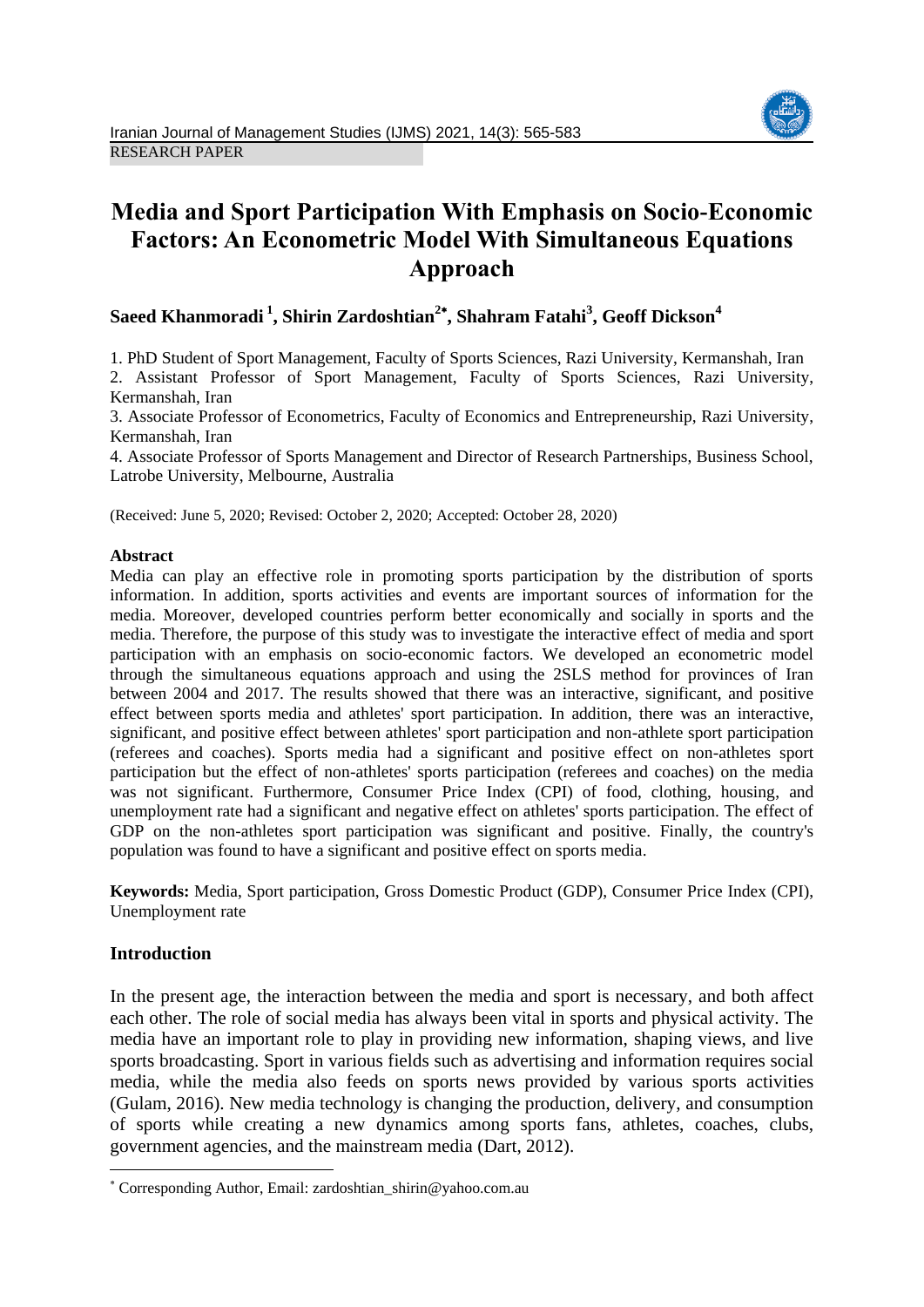RESEARCH PAPER

# Media and Sport Participation With Emphasis on Socio-Economic Factors: An Econometric Model With Simultaneous Equations Approach

**Saeed Khanmoradi [1], Shirin Zardoshtian [2*], Shahram Fatahi [3], Geoff Dickson [4]**

1. PhD Student of Sport Management, Faculty of Sports Sciences, Razi University, Kermanshah, Iran
2. Assistant Professor of Sport Management, Faculty of Sports Sciences, Razi University, Kermanshah, Iran
3. Associate Professor of Econometrics, Faculty of Economics and Entrepreneurship, Razi University, Kermanshah, Iran
4. Associate Professor of Sports Management and Director of Research Partnerships, Business School, Latrobe University, Melbourne, Australia

(Received: June 5, 2020; Revised: October 2, 2020; Accepted: October 28, 2020)

**Abstract**

Media can play an effective role in promoting sports participation by the distribution of sports information. In addition, sports activities and events are important sources of information for the media. Moreover, developed countries perform better economically and socially in sports and the media. Therefore, the purpose of this study was to investigate the interactive effect of media and sport participation with an emphasis on socio-economic factors. We developed an econometric model through the simultaneous equations approach and using the 2SLS method for provinces of Iran between 2004 and 2017. The results showed that there was an interactive, significant, and positive effect between sports media and athletes' sport participation. In addition, there was an interactive, significant, and positive effect between athletes' sport participation and non-athlete sport participation (referees and coaches). Sports media had a significant and positive effect on non-athletes sport participation but the effect of non-athletes' sports participation (referees and coaches) on the media was not significant. Furthermore, Consumer Price Index (CPI) of food, clothing, housing, and unemployment rate had a significant and negative effect on athletes' sports participation. The effect of GDP on the non-athletes sport participation was significant and positive. Finally, the country's population was found to have a significant and positive effect on sports media.

**Keywords:** Media, Sport participation, Gross Domestic Product (GDP), Consumer Price Index (CPI), Unemployment rate

## Introduction

In the present age, the interaction between the media and sport is necessary, and both affect each other. The role of social media has always been vital in sports and physical activity. The media have an important role to play in providing new information, shaping views, and live sports broadcasting. Sport in various fields such as advertising and information requires social media, while the media also feeds on sports news provided by various sports activities (Gulam, 2016). New media technology is changing the production, delivery, and consumption of sports while creating a new dynamics among sports fans, athletes, coaches, clubs, government agencies, and the mainstream media (Dart, 2012).

[*] Corresponding Author, Email: zardoshtian_shirin@yahoo.com.au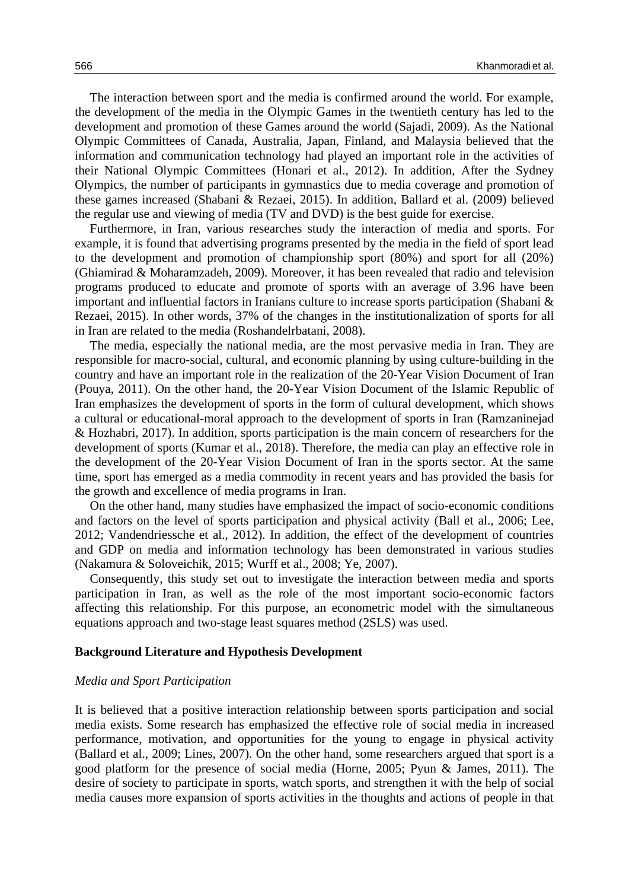The interaction between sport and the media is confirmed around the world. For example, the development of the media in the Olympic Games in the twentieth century has led to the development and promotion of these Games around the world (Sajadi, 2009). As the National Olympic Committees of Canada, Australia, Japan, Finland, and Malaysia believed that the information and communication technology had played an important role in the activities of their National Olympic Committees (Honari et al., 2012). In addition, After the Sydney Olympics, the number of participants in gymnastics due to media coverage and promotion of these games increased (Shabani & Rezaei, 2015). In addition, Ballard et al. (2009) believed the regular use and viewing of media (TV and DVD) is the best guide for exercise.

Furthermore, in Iran, various researches study the interaction of media and sports. For example, it is found that advertising programs presented by the media in the field of sport lead to the development and promotion of championship sport (80%) and sport for all (20%) (Ghiamirad & Moharamzadeh, 2009). Moreover, it has been revealed that radio and television programs produced to educate and promote of sports with an average of 3.96 have been important and influential factors in Iranians culture to increase sports participation (Shabani & Rezaei, 2015). In other words, 37% of the changes in the institutionalization of sports for all in Iran are related to the media (Roshandelrbatani, 2008).

The media, especially the national media, are the most pervasive media in Iran. They are responsible for macro-social, cultural, and economic planning by using culture-building in the country and have an important role in the realization of the 20-Year Vision Document of Iran (Pouya, 2011). On the other hand, the 20-Year Vision Document of the Islamic Republic of Iran emphasizes the development of sports in the form of cultural development, which shows a cultural or educational-moral approach to the development of sports in Iran (Ramzaninejad & Hozhabri, 2017). In addition, sports participation is the main concern of researchers for the development of sports (Kumar et al., 2018). Therefore, the media can play an effective role in the development of the 20-Year Vision Document of Iran in the sports sector. At the same time, sport has emerged as a media commodity in recent years and has provided the basis for the growth and excellence of media programs in Iran.

On the other hand, many studies have emphasized the impact of socio-economic conditions and factors on the level of sports participation and physical activity (Ball et al., 2006; Lee, 2012; Vandendriessche et al., 2012). In addition, the effect of the development of countries and GDP on media and information technology has been demonstrated in various studies (Nakamura & Soloveichik, 2015; Wurff et al., 2008; Ye, 2007).

Consequently, this study set out to investigate the interaction between media and sports participation in Iran, as well as the role of the most important socio-economic factors affecting this relationship. For this purpose, an econometric model with the simultaneous equations approach and two-stage least squares method (2SLS) was used.

## Background Literature and Hypothesis Development

### *Media and Sport Participation*

It is believed that a positive interaction relationship between sports participation and social media exists. Some research has emphasized the effective role of social media in increased performance, motivation, and opportunities for the young to engage in physical activity (Ballard et al., 2009; Lines, 2007). On the other hand, some researchers argued that sport is a good platform for the presence of social media (Horne, 2005; Pyun & James, 2011). The desire of society to participate in sports, watch sports, and strengthen it with the help of social media causes more expansion of sports activities in the thoughts and actions of people in that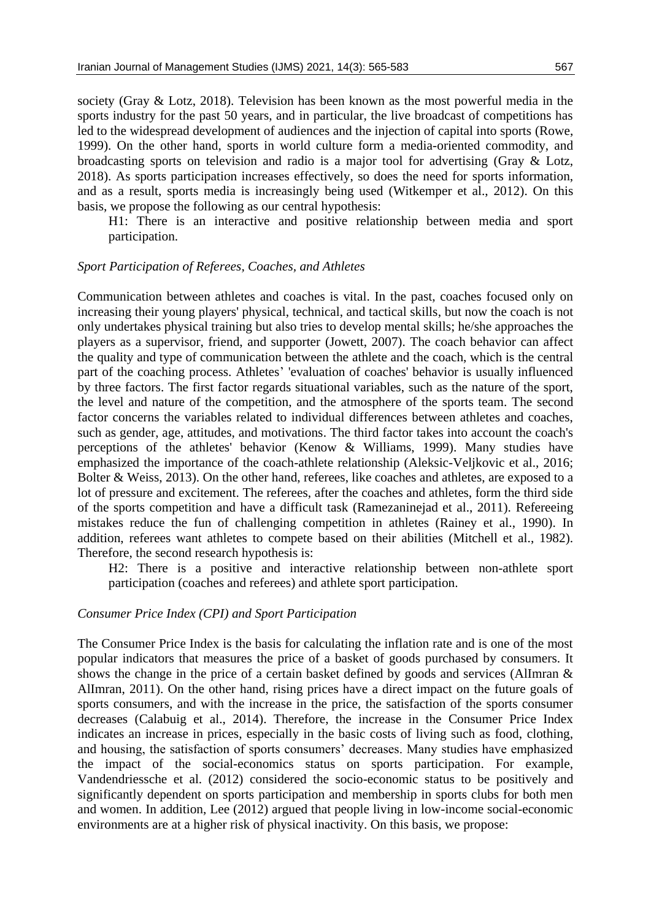society (Gray & Lotz, 2018). Television has been known as the most powerful media in the sports industry for the past 50 years, and in particular, the live broadcast of competitions has led to the widespread development of audiences and the injection of capital into sports (Rowe, 1999). On the other hand, sports in world culture form a media-oriented commodity, and broadcasting sports on television and radio is a major tool for advertising (Gray & Lotz, 2018). As sports participation increases effectively, so does the need for sports information, and as a result, sports media is increasingly being used (Witkemper et al., 2012). On this basis, we propose the following as our central hypothesis:

> H1: There is an interactive and positive relationship between media and sport participation.

### *Sport Participation of Referees, Coaches, and Athletes*

Communication between athletes and coaches is vital. In the past, coaches focused only on increasing their young players' physical, technical, and tactical skills, but now the coach is not only undertakes physical training but also tries to develop mental skills; he/she approaches the players as a supervisor, friend, and supporter (Jowett, 2007). The coach behavior can affect the quality and type of communication between the athlete and the coach, which is the central part of the coaching process. Athletes' 'evaluation of coaches' behavior is usually influenced by three factors. The first factor regards situational variables, such as the nature of the sport, the level and nature of the competition, and the atmosphere of the sports team. The second factor concerns the variables related to individual differences between athletes and coaches, such as gender, age, attitudes, and motivations. The third factor takes into account the coach's perceptions of the athletes' behavior (Kenow & Williams, 1999). Many studies have emphasized the importance of the coach-athlete relationship (Aleksic-Veljkovic et al., 2016; Bolter & Weiss, 2013). On the other hand, referees, like coaches and athletes, are exposed to a lot of pressure and excitement. The referees, after the coaches and athletes, form the third side of the sports competition and have a difficult task (Ramezaninejad et al., 2011). Refereeing mistakes reduce the fun of challenging competition in athletes (Rainey et al., 1990). In addition, referees want athletes to compete based on their abilities (Mitchell et al., 1982). Therefore, the second research hypothesis is:

> H2: There is a positive and interactive relationship between non-athlete sport participation (coaches and referees) and athlete sport participation.

### *Consumer Price Index (CPI) and Sport Participation*

The Consumer Price Index is the basis for calculating the inflation rate and is one of the most popular indicators that measures the price of a basket of goods purchased by consumers. It shows the change in the price of a certain basket defined by goods and services (AlImran & AlImran, 2011). On the other hand, rising prices have a direct impact on the future goals of sports consumers, and with the increase in the price, the satisfaction of the sports consumer decreases (Calabuig et al., 2014). Therefore, the increase in the Consumer Price Index indicates an increase in prices, especially in the basic costs of living such as food, clothing, and housing, the satisfaction of sports consumers' decreases. Many studies have emphasized the impact of the social-economics status on sports participation. For example, Vandendriessche et al. (2012) considered the socio-economic status to be positively and significantly dependent on sports participation and membership in sports clubs for both men and women. In addition, Lee (2012) argued that people living in low-income social-economic environments are at a higher risk of physical inactivity. On this basis, we propose: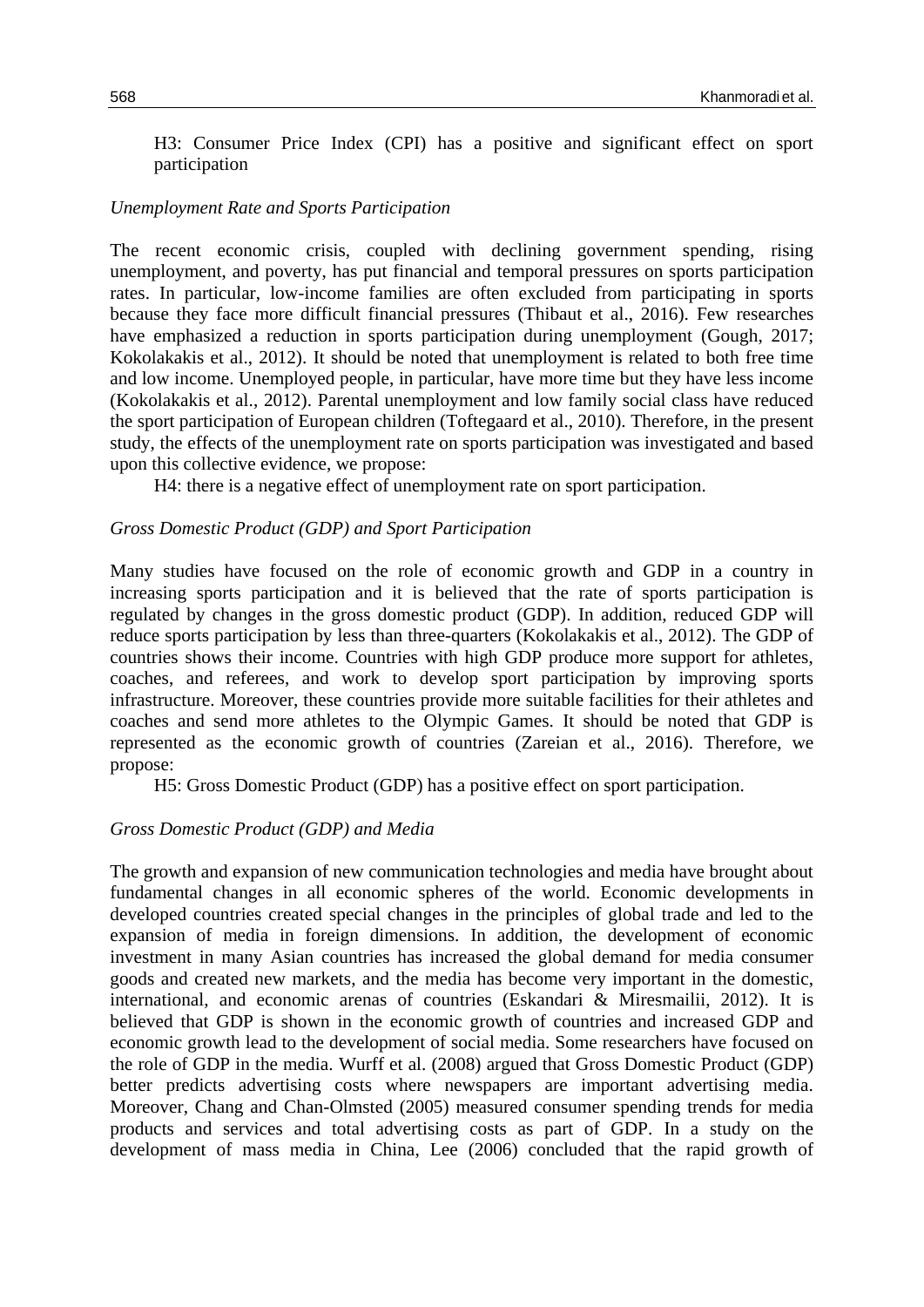H3: Consumer Price Index (CPI) has a positive and significant effect on sport participation

*Unemployment Rate and Sports Participation*

The recent economic crisis, coupled with declining government spending, rising unemployment, and poverty, has put financial and temporal pressures on sports participation rates. In particular, low-income families are often excluded from participating in sports because they face more difficult financial pressures (Thibaut et al., 2016). Few researches have emphasized a reduction in sports participation during unemployment (Gough, 2017; Kokolakakis et al., 2012). It should be noted that unemployment is related to both free time and low income. Unemployed people, in particular, have more time but they have less income (Kokolakakis et al., 2012). Parental unemployment and low family social class have reduced the sport participation of European children (Toftegaard et al., 2010). Therefore, in the present study, the effects of the unemployment rate on sports participation was investigated and based upon this collective evidence, we propose:

H4: there is a negative effect of unemployment rate on sport participation.

*Gross Domestic Product (GDP) and Sport Participation*

Many studies have focused on the role of economic growth and GDP in a country in increasing sports participation and it is believed that the rate of sports participation is regulated by changes in the gross domestic product (GDP). In addition, reduced GDP will reduce sports participation by less than three-quarters (Kokolakakis et al., 2012). The GDP of countries shows their income. Countries with high GDP produce more support for athletes, coaches, and referees, and work to develop sport participation by improving sports infrastructure. Moreover, these countries provide more suitable facilities for their athletes and coaches and send more athletes to the Olympic Games. It should be noted that GDP is represented as the economic growth of countries (Zareian et al., 2016). Therefore, we propose:

H5: Gross Domestic Product (GDP) has a positive effect on sport participation.

*Gross Domestic Product (GDP) and Media*

The growth and expansion of new communication technologies and media have brought about fundamental changes in all economic spheres of the world. Economic developments in developed countries created special changes in the principles of global trade and led to the expansion of media in foreign dimensions. In addition, the development of economic investment in many Asian countries has increased the global demand for media consumer goods and created new markets, and the media has become very important in the domestic, international, and economic arenas of countries (Eskandari & Miresmailii, 2012). It is believed that GDP is shown in the economic growth of countries and increased GDP and economic growth lead to the development of social media. Some researchers have focused on the role of GDP in the media. Wurff et al. (2008) argued that Gross Domestic Product (GDP) better predicts advertising costs where newspapers are important advertising media. Moreover, Chang and Chan-Olmsted (2005) measured consumer spending trends for media products and services and total advertising costs as part of GDP. In a study on the development of mass media in China, Lee (2006) concluded that the rapid growth of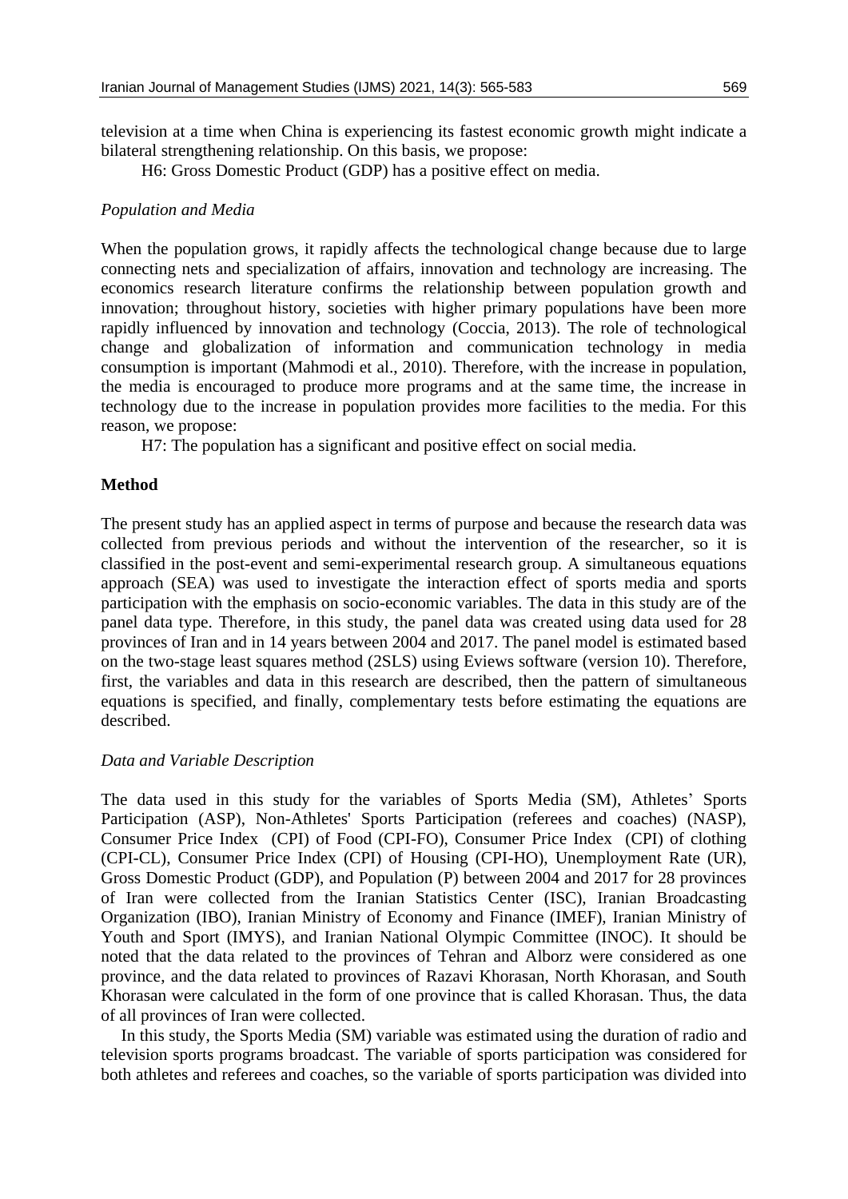television at a time when China is experiencing its fastest economic growth might indicate a bilateral strengthening relationship. On this basis, we propose:

H6: Gross Domestic Product (GDP) has a positive effect on media.

*Population and Media*

When the population grows, it rapidly affects the technological change because due to large connecting nets and specialization of affairs, innovation and technology are increasing. The economics research literature confirms the relationship between population growth and innovation; throughout history, societies with higher primary populations have been more rapidly influenced by innovation and technology (Coccia, 2013). The role of technological change and globalization of information and communication technology in media consumption is important (Mahmodi et al., 2010). Therefore, with the increase in population, the media is encouraged to produce more programs and at the same time, the increase in technology due to the increase in population provides more facilities to the media. For this reason, we propose:

H7: The population has a significant and positive effect on social media.

## Method

The present study has an applied aspect in terms of purpose and because the research data was collected from previous periods and without the intervention of the researcher, so it is classified in the post-event and semi-experimental research group. A simultaneous equations approach (SEA) was used to investigate the interaction effect of sports media and sports participation with the emphasis on socio-economic variables. The data in this study are of the panel data type. Therefore, in this study, the panel data was created using data used for 28 provinces of Iran and in 14 years between 2004 and 2017. The panel model is estimated based on the two-stage least squares method (2SLS) using Eviews software (version 10). Therefore, first, the variables and data in this research are described, then the pattern of simultaneous equations is specified, and finally, complementary tests before estimating the equations are described.

*Data and Variable Description*

The data used in this study for the variables of Sports Media (SM), Athletes' Sports Participation (ASP), Non-Athletes' Sports Participation (referees and coaches) (NASP), Consumer Price Index (CPI) of Food (CPI-FO), Consumer Price Index (CPI) of clothing (CPI-CL), Consumer Price Index (CPI) of Housing (CPI-HO), Unemployment Rate (UR), Gross Domestic Product (GDP), and Population (P) between 2004 and 2017 for 28 provinces of Iran were collected from the Iranian Statistics Center (ISC), Iranian Broadcasting Organization (IBO), Iranian Ministry of Economy and Finance (IMEF), Iranian Ministry of Youth and Sport (IMYS), and Iranian National Olympic Committee (INOC). It should be noted that the data related to the provinces of Tehran and Alborz were considered as one province, and the data related to provinces of Razavi Khorasan, North Khorasan, and South Khorasan were calculated in the form of one province that is called Khorasan. Thus, the data of all provinces of Iran were collected.

In this study, the Sports Media (SM) variable was estimated using the duration of radio and television sports programs broadcast. The variable of sports participation was considered for both athletes and referees and coaches, so the variable of sports participation was divided into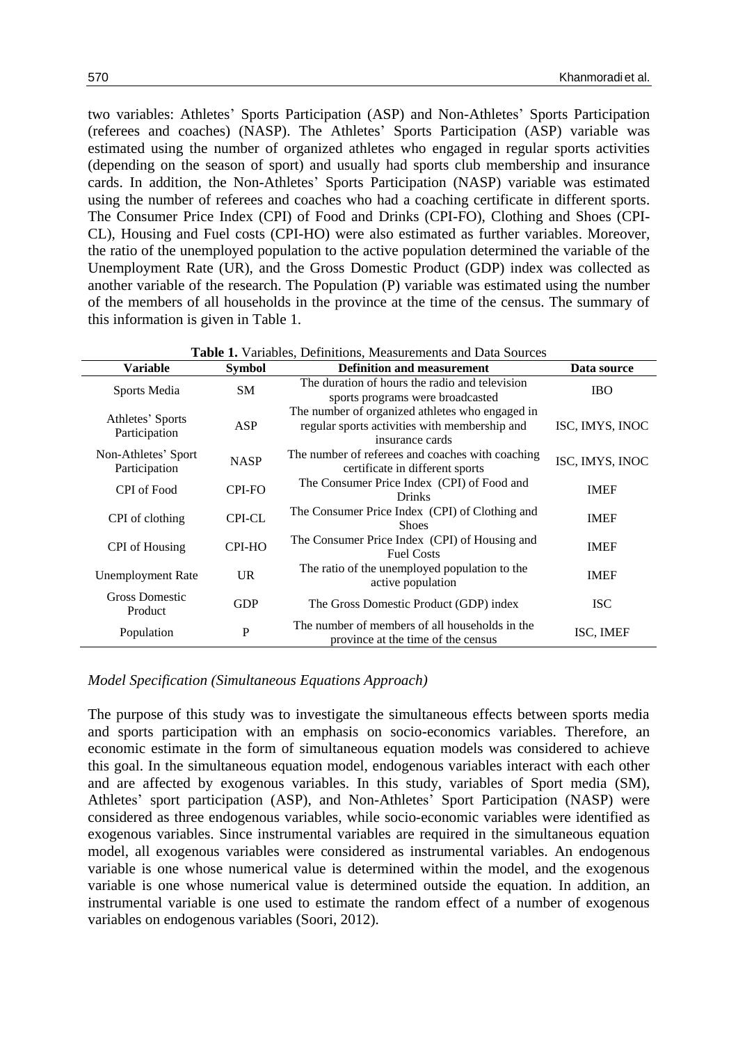two variables: Athletes' Sports Participation (ASP) and Non-Athletes' Sports Participation (referees and coaches) (NASP). The Athletes' Sports Participation (ASP) variable was estimated using the number of organized athletes who engaged in regular sports activities (depending on the season of sport) and usually had sports club membership and insurance cards. In addition, the Non-Athletes' Sports Participation (NASP) variable was estimated using the number of referees and coaches who had a coaching certificate in different sports. The Consumer Price Index (CPI) of Food and Drinks (CPI-FO), Clothing and Shoes (CPI-CL), Housing and Fuel costs (CPI-HO) were also estimated as further variables. Moreover, the ratio of the unemployed population to the active population determined the variable of the Unemployment Rate (UR), and the Gross Domestic Product (GDP) index was collected as another variable of the research. The Population (P) variable was estimated using the number of the members of all households in the province at the time of the census. The summary of this information is given in Table 1.

**Table 1.** Variables, Definitions, Measurements and Data Sources

| Variable | Symbol | Definition and measurement | Data source |
|---|---|---|---|
| Sports Media | SM | The duration of hours the radio and television sports programs were broadcasted | IBO |
| Athletes' Sports Participation | ASP | The number of organized athletes who engaged in regular sports activities with membership and insurance cards | ISC, IMYS, INOC |
| Non-Athletes' Sport Participation | NASP | The number of referees and coaches with coaching certificate in different sports | ISC, IMYS, INOC |
| CPI of Food | CPI-FO | The Consumer Price Index (CPI) of Food and Drinks | IMEF |
| CPI of clothing | CPI-CL | The Consumer Price Index (CPI) of Clothing and Shoes | IMEF |
| CPI of Housing | CPI-HO | The Consumer Price Index (CPI) of Housing and Fuel Costs | IMEF |
| Unemployment Rate | UR | The ratio of the unemployed population to the active population | IMEF |
| Gross Domestic Product | GDP | The Gross Domestic Product (GDP) index | ISC |
| Population | P | The number of members of all households in the province at the time of the census | ISC, IMEF |

*Model Specification (Simultaneous Equations Approach)*

The purpose of this study was to investigate the simultaneous effects between sports media and sports participation with an emphasis on socio-economics variables. Therefore, an economic estimate in the form of simultaneous equation models was considered to achieve this goal. In the simultaneous equation model, endogenous variables interact with each other and are affected by exogenous variables. In this study, variables of Sport media (SM), Athletes' sport participation (ASP), and Non-Athletes' Sport Participation (NASP) were considered as three endogenous variables, while socio-economic variables were identified as exogenous variables. Since instrumental variables are required in the simultaneous equation model, all exogenous variables were considered as instrumental variables. An endogenous variable is one whose numerical value is determined within the model, and the exogenous variable is one whose numerical value is determined outside the equation. In addition, an instrumental variable is one used to estimate the random effect of a number of exogenous variables on endogenous variables (Soori, 2012).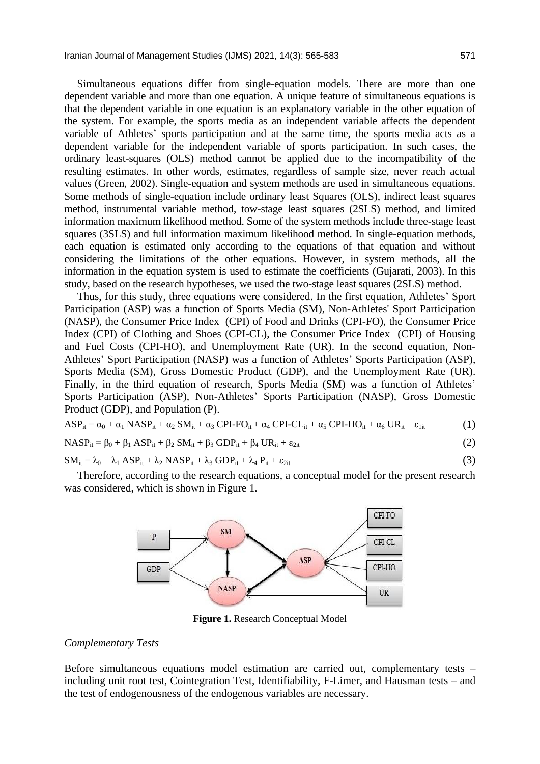Simultaneous equations differ from single-equation models. There are more than one dependent variable and more than one equation. A unique feature of simultaneous equations is that the dependent variable in one equation is an explanatory variable in the other equation of the system. For example, the sports media as an independent variable affects the dependent variable of Athletes' sports participation and at the same time, the sports media acts as a dependent variable for the independent variable of sports participation. In such cases, the ordinary least-squares (OLS) method cannot be applied due to the incompatibility of the resulting estimates. In other words, estimates, regardless of sample size, never reach actual values (Green, 2002). Single-equation and system methods are used in simultaneous equations. Some methods of single-equation include ordinary least Squares (OLS), indirect least squares method, instrumental variable method, tow-stage least squares (2SLS) method, and limited information maximum likelihood method. Some of the system methods include three-stage least squares (3SLS) and full information maximum likelihood method. In single-equation methods, each equation is estimated only according to the equations of that equation and without considering the limitations of the other equations. However, in system methods, all the information in the equation system is used to estimate the coefficients (Gujarati, 2003). In this study, based on the research hypotheses, we used the two-stage least squares (2SLS) method.

Thus, for this study, three equations were considered. In the first equation, Athletes' Sport Participation (ASP) was a function of Sports Media (SM), Non-Athletes' Sport Participation (NASP), the Consumer Price Index (CPI) of Food and Drinks (CPI-FO), the Consumer Price Index (CPI) of Clothing and Shoes (CPI-CL), the Consumer Price Index (CPI) of Housing and Fuel Costs (CPI-HO), and Unemployment Rate (UR). In the second equation, Non-Athletes' Sport Participation (NASP) was a function of Athletes' Sports Participation (ASP), Sports Media (SM), Gross Domestic Product (GDP), and the Unemployment Rate (UR). Finally, in the third equation of research, Sports Media (SM) was a function of Athletes' Sports Participation (ASP), Non-Athletes' Sports Participation (NASP), Gross Domestic Product (GDP), and Population (P).

$$ASP_{it} = \alpha_0 + \alpha_1 \, NASP_{it} + \alpha_2 \, SM_{it} + \alpha_3 \, CPI\text{-}FO_{it} + \alpha_4 \, CPI\text{-}CL_{it} + \alpha_5 \, CPI\text{-}HO_{it} + \alpha_6 \, UR_{it} + \varepsilon_{1it} \quad (1)$$

$$NASP_{it} = \beta_0 + \beta_1 \, ASP_{it} + \beta_2 \, SM_{it} + \beta_3 \, GDP_{it} + \beta_4 \, UR_{it} + \varepsilon_{2it} \quad (2)$$

$$SM_{it} = \lambda_0 + \lambda_1 \, ASP_{it} + \lambda_2 \, NASP_{it} + \lambda_3 \, GDP_{it} + \lambda_4 \, P_{it} + \varepsilon_{2it} \quad (3)$$

Therefore, according to the research equations, a conceptual model for the present research was considered, which is shown in Figure 1.

**Figure 1.** Research Conceptual Model

*Complementary Tests*

Before simultaneous equations model estimation are carried out, complementary tests – including unit root test, Cointegration Test, Identifiability, F-Limer, and Hausman tests – and the test of endogenousness of the endogenous variables are necessary.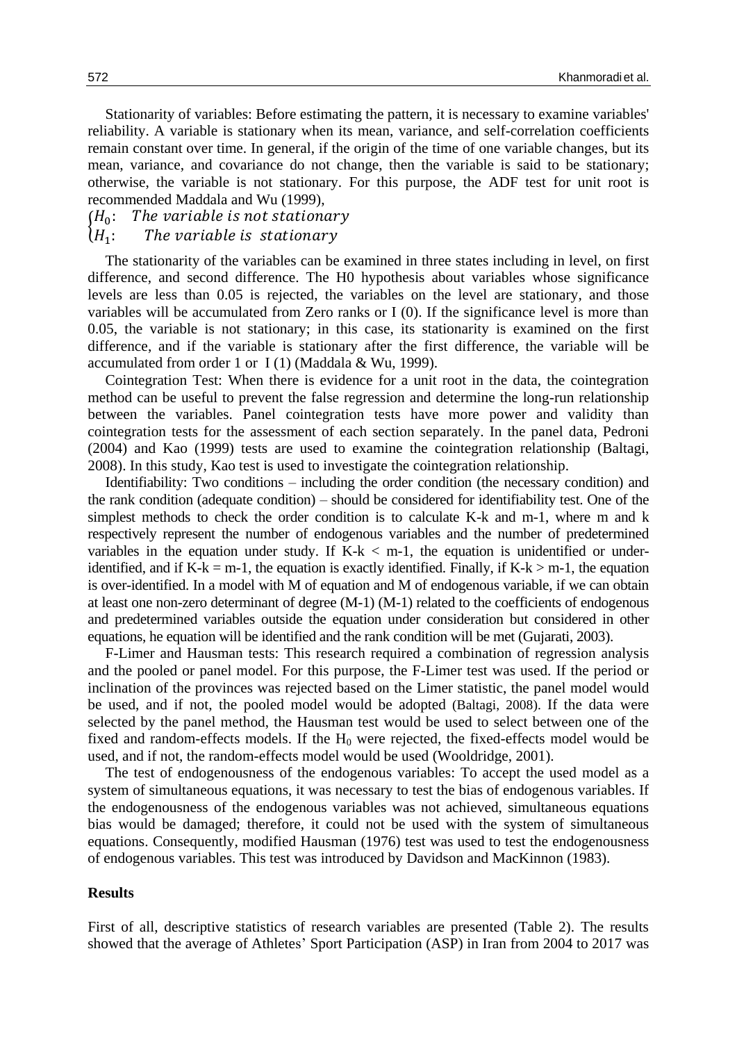Stationarity of variables: Before estimating the pattern, it is necessary to examine variables' reliability. A variable is stationary when its mean, variance, and self-correlation coefficients remain constant over time. In general, if the origin of the time of one variable changes, but its mean, variance, and covariance do not change, then the variable is said to be stationary; otherwise, the variable is not stationary. For this purpose, the ADF test for unit root is recommended Maddala and Wu (1999),

$$\begin{cases} H_0: & The\ variable\ is\ not\ stationary \\ H_1: & The\ variable\ is\ stationary \end{cases}$$

The stationarity of the variables can be examined in three states including in level, on first difference, and second difference. The H0 hypothesis about variables whose significance levels are less than 0.05 is rejected, the variables on the level are stationary, and those variables will be accumulated from Zero ranks or I (0). If the significance level is more than 0.05, the variable is not stationary; in this case, its stationarity is examined on the first difference, and if the variable is stationary after the first difference, the variable will be accumulated from order 1 or I (1) (Maddala & Wu, 1999).

Cointegration Test: When there is evidence for a unit root in the data, the cointegration method can be useful to prevent the false regression and determine the long-run relationship between the variables. Panel cointegration tests have more power and validity than cointegration tests for the assessment of each section separately. In the panel data, Pedroni (2004) and Kao (1999) tests are used to examine the cointegration relationship (Baltagi, 2008). In this study, Kao test is used to investigate the cointegration relationship.

Identifiability: Two conditions – including the order condition (the necessary condition) and the rank condition (adequate condition) – should be considered for identifiability test. One of the simplest methods to check the order condition is to calculate K-k and m-1, where m and k respectively represent the number of endogenous variables and the number of predetermined variables in the equation under study. If K-k < m-1, the equation is unidentified or under-identified, and if K-k = m-1, the equation is exactly identified. Finally, if K-k > m-1, the equation is over-identified. In a model with M of equation and M of endogenous variable, if we can obtain at least one non-zero determinant of degree (M-1) (M-1) related to the coefficients of endogenous and predetermined variables outside the equation under consideration but considered in other equations, he equation will be identified and the rank condition will be met (Gujarati, 2003).

F-Limer and Hausman tests: This research required a combination of regression analysis and the pooled or panel model. For this purpose, the F-Limer test was used. If the period or inclination of the provinces was rejected based on the Limer statistic, the panel model would be used, and if not, the pooled model would be adopted (Baltagi, 2008). If the data were selected by the panel method, the Hausman test would be used to select between one of the fixed and random-effects models. If the $H_0$ were rejected, the fixed-effects model would be used, and if not, the random-effects model would be used (Wooldridge, 2001).

The test of endogenousness of the endogenous variables: To accept the used model as a system of simultaneous equations, it was necessary to test the bias of endogenous variables. If the endogenousness of the endogenous variables was not achieved, simultaneous equations bias would be damaged; therefore, it could not be used with the system of simultaneous equations. Consequently, modified Hausman (1976) test was used to test the endogenousness of endogenous variables. This test was introduced by Davidson and MacKinnon (1983).

## Results

First of all, descriptive statistics of research variables are presented (Table 2). The results showed that the average of Athletes' Sport Participation (ASP) in Iran from 2004 to 2017 was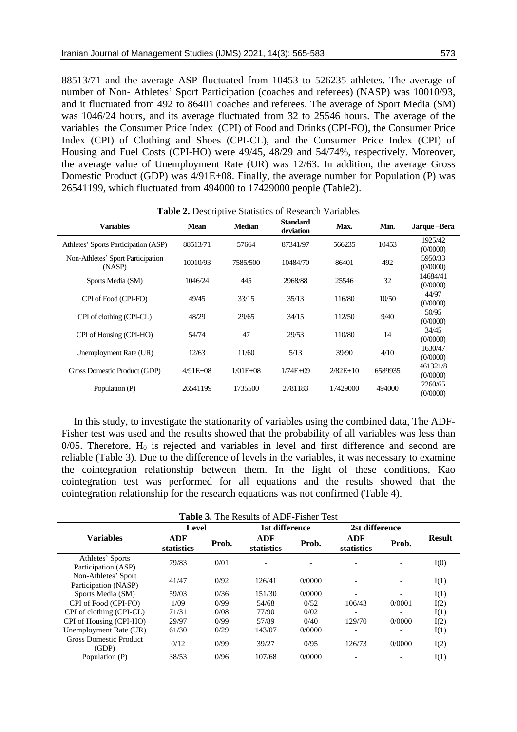88513/71 and the average ASP fluctuated from 10453 to 526235 athletes. The average of number of Non- Athletes' Sport Participation (coaches and referees) (NASP) was 10010/93, and it fluctuated from 492 to 86401 coaches and referees. The average of Sport Media (SM) was 1046/24 hours, and its average fluctuated from 32 to 25546 hours. The average of the variables the Consumer Price Index (CPI) of Food and Drinks (CPI-FO), the Consumer Price Index (CPI) of Clothing and Shoes (CPI-CL), and the Consumer Price Index (CPI) of Housing and Fuel Costs (CPI-HO) were 49/45, 48/29 and 54/74%, respectively. Moreover, the average value of Unemployment Rate (UR) was 12/63. In addition, the average Gross Domestic Product (GDP) was 4/91E+08. Finally, the average number for Population (P) was 26541199, which fluctuated from 494000 to 17429000 people (Table2).

**Table 2.** Descriptive Statistics of Research Variables

| Variables | Mean | Median | Standard deviation | Max. | Min. | Jarque –Bera |
|---|---|---|---|---|---|---|
| Athletes' Sports Participation (ASP) | 88513/71 | 57664 | 87341/97 | 566235 | 10453 | 1925/42 (0/0000) |
| Non-Athletes' Sport Participation (NASP) | 10010/93 | 7585/500 | 10484/70 | 86401 | 492 | 5950/33 (0/0000) |
| Sports Media (SM) | 1046/24 | 445 | 2968/88 | 25546 | 32 | 14684/41 (0/0000) |
| CPI of Food (CPI-FO) | 49/45 | 33/15 | 35/13 | 116/80 | 10/50 | 44/97 (0/0000) |
| CPI of clothing (CPI-CL) | 48/29 | 29/65 | 34/15 | 112/50 | 9/40 | 50/95 (0/0000) |
| CPI of Housing (CPI-HO) | 54/74 | 47 | 29/53 | 110/80 | 14 | 34/45 (0/0000) |
| Unemployment Rate (UR) | 12/63 | 11/60 | 5/13 | 39/90 | 4/10 | 1630/47 (0/0000) |
| Gross Domestic Product (GDP) | 4/91E+08 | 1/01E+08 | 1/74E+09 | 2/82E+10 | 6589935 | 461321/8 (0/0000) |
| Population (P) | 26541199 | 1735500 | 2781183 | 17429000 | 494000 | 2260/65 (0/0000) |

In this study, to investigate the stationarity of variables using the combined data, The ADF-Fisher test was used and the results showed that the probability of all variables was less than 0/05. Therefore, $H_0$ is rejected and variables in level and first difference and second are reliable (Table 3). Due to the difference of levels in the variables, it was necessary to examine the cointegration relationship between them. In the light of these conditions, Kao cointegration test was performed for all equations and the results showed that the cointegration relationship for the research equations was not confirmed (Table 4).

**Table 3.** The Results of ADF-Fisher Test

| Variables | Level | | 1st difference | | 2st difference | | Result |
|---|---|---|---|---|---|---|---|
| | ADF statistics | Prob. | ADF statistics | Prob. | ADF statistics | Prob. | |
| Athletes' Sports Participation (ASP) | 79/83 | 0/01 | - | - | - | - | I(0) |
| Non-Athletes' Sport Participation (NASP) | 41/47 | 0/92 | 126/41 | 0/0000 | - | - | I(1) |
| Sports Media (SM) | 59/03 | 0/36 | 151/30 | 0/0000 | - | - | I(1) |
| CPI of Food (CPI-FO) | 1/09 | 0/99 | 54/68 | 0/52 | 106/43 | 0/0001 | I(2) |
| CPI of clothing (CPI-CL) | 71/31 | 0/08 | 77/90 | 0/02 | - | - | I(1) |
| CPI of Housing (CPI-HO) | 29/97 | 0/99 | 57/89 | 0/40 | 129/70 | 0/0000 | I(2) |
| Unemployment Rate (UR) | 61/30 | 0/29 | 143/07 | 0/0000 | - | - | I(1) |
| Gross Domestic Product (GDP) | 0/12 | 0/99 | 39/27 | 0/95 | 126/73 | 0/0000 | I(2) |
| Population (P) | 38/53 | 0/96 | 107/68 | 0/0000 | - | - | I(1) |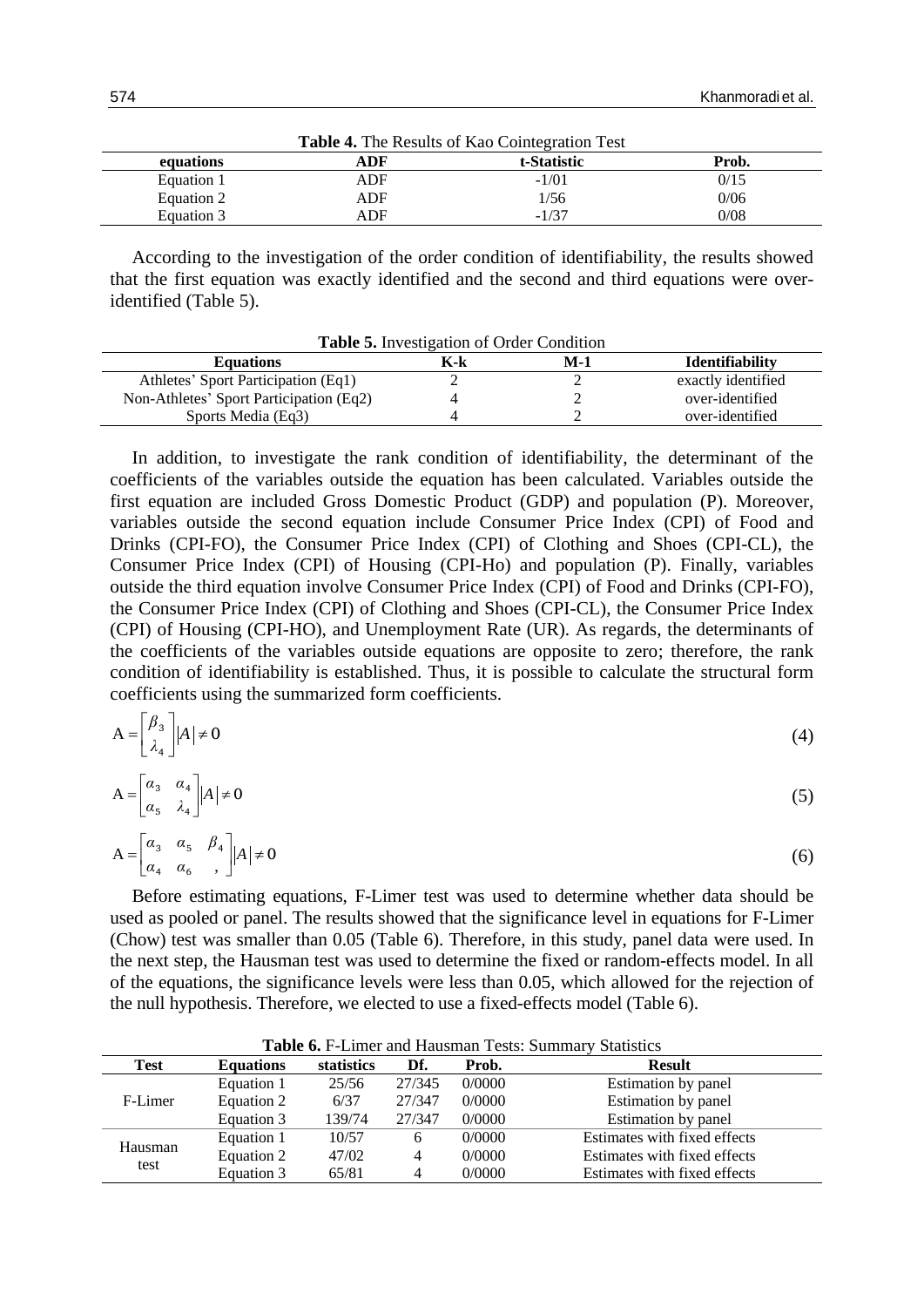**Table 4.** The Results of Kao Cointegration Test

| equations | ADF | t-Statistic | Prob. |
|---|---|---|---|
| Equation 1 | ADF | -1/01 | 0/15 |
| Equation 2 | ADF | 1/56 | 0/06 |
| Equation 3 | ADF | -1/37 | 0/08 |

According to the investigation of the order condition of identifiability, the results showed that the first equation was exactly identified and the second and third equations were over-identified (Table 5).

**Table 5.** Investigation of Order Condition

| Equations | K-k | M-1 | Identifiability |
|---|---|---|---|
| Athletes' Sport Participation (Eq1) | 2 | 2 | exactly identified |
| Non-Athletes' Sport Participation (Eq2) | 4 | 2 | over-identified |
| Sports Media (Eq3) | 4 | 2 | over-identified |

In addition, to investigate the rank condition of identifiability, the determinant of the coefficients of the variables outside the equation has been calculated. Variables outside the first equation are included Gross Domestic Product (GDP) and population (P). Moreover, variables outside the second equation include Consumer Price Index (CPI) of Food and Drinks (CPI-FO), the Consumer Price Index (CPI) of Clothing and Shoes (CPI-CL), the Consumer Price Index (CPI) of Housing (CPI-Ho) and population (P). Finally, variables outside the third equation involve Consumer Price Index (CPI) of Food and Drinks (CPI-FO), the Consumer Price Index (CPI) of Clothing and Shoes (CPI-CL), the Consumer Price Index (CPI) of Housing (CPI-HO), and Unemployment Rate (UR). As regards, the determinants of the coefficients of the variables outside equations are opposite to zero; therefore, the rank condition of identifiability is established. Thus, it is possible to calculate the structural form coefficients using the summarized form coefficients.

$$A = \begin{bmatrix} \beta_3 \\ \lambda_4 \end{bmatrix} |A| \neq 0 \quad (4)$$

$$A = \begin{bmatrix} \alpha_3 & \alpha_4 \\ \alpha_5 & \lambda_4 \end{bmatrix} |A| \neq 0 \quad (5)$$

$$A = \begin{bmatrix} \alpha_3 & \alpha_5 & \beta_4 \\ \alpha_4 & \alpha_6 & , \end{bmatrix} |A| \neq 0 \quad (6)$$

Before estimating equations, F-Limer test was used to determine whether data should be used as pooled or panel. The results showed that the significance level in equations for F-Limer (Chow) test was smaller than 0.05 (Table 6). Therefore, in this study, panel data were used. In the next step, the Hausman test was used to determine the fixed or random-effects model. In all of the equations, the significance levels were less than 0.05, which allowed for the rejection of the null hypothesis. Therefore, we elected to use a fixed-effects model (Table 6).

**Table 6.** F-Limer and Hausman Tests: Summary Statistics

| Test | Equations | statistics | Df. | Prob. | Result |
|---|---|---|---|---|---|
| F-Limer | Equation 1 | 25/56 | 27/345 | 0/0000 | Estimation by panel |
| | Equation 2 | 6/37 | 27/347 | 0/0000 | Estimation by panel |
| | Equation 3 | 139/74 | 27/347 | 0/0000 | Estimation by panel |
| Hausman test | Equation 1 | 10/57 | 6 | 0/0000 | Estimates with fixed effects |
| | Equation 2 | 47/02 | 4 | 0/0000 | Estimates with fixed effects |
| | Equation 3 | 65/81 | 4 | 0/0000 | Estimates with fixed effects |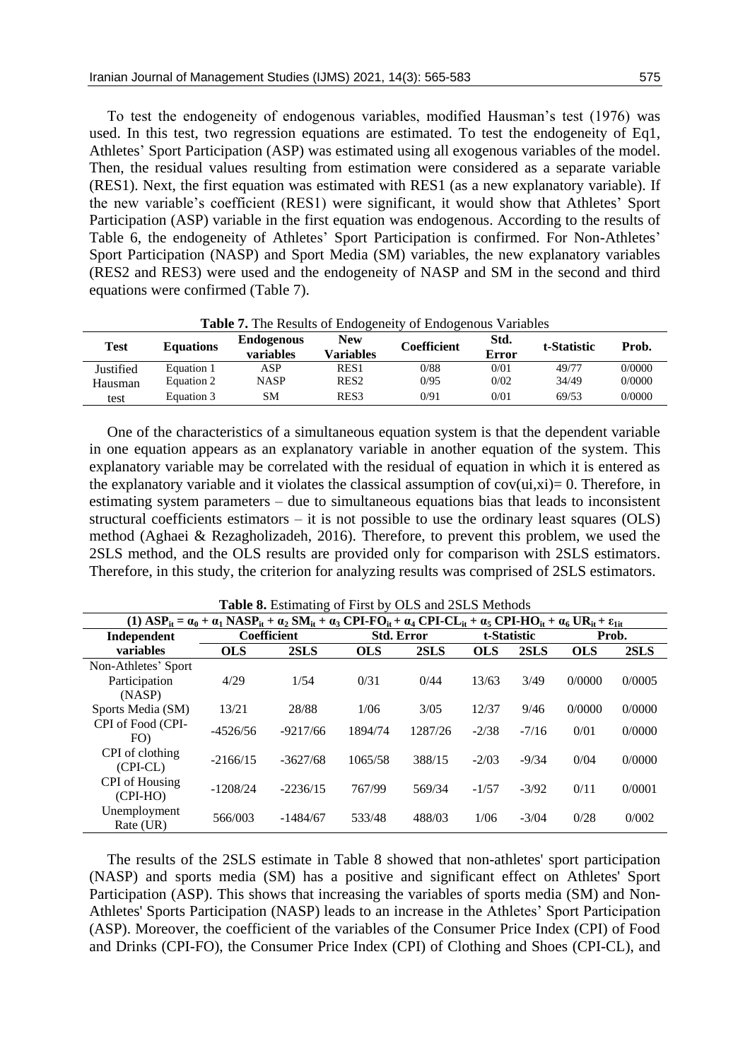To test the endogeneity of endogenous variables, modified Hausman's test (1976) was used. In this test, two regression equations are estimated. To test the endogeneity of Eq1, Athletes' Sport Participation (ASP) was estimated using all exogenous variables of the model. Then, the residual values resulting from estimation were considered as a separate variable (RES1). Next, the first equation was estimated with RES1 (as a new explanatory variable). If the new variable's coefficient (RES1) were significant, it would show that Athletes' Sport Participation (ASP) variable in the first equation was endogenous. According to the results of Table 6, the endogeneity of Athletes' Sport Participation is confirmed. For Non-Athletes' Sport Participation (NASP) and Sport Media (SM) variables, the new explanatory variables (RES2 and RES3) were used and the endogeneity of NASP and SM in the second and third equations were confirmed (Table 7).

**Table 7.** The Results of Endogeneity of Endogenous Variables

| Test | Equations | Endogenous variables | New Variables | Coefficient | Std. Error | t-Statistic | Prob. |
|---|---|---|---|---|---|---|---|
| Justified Hausman test | Equation 1 | ASP | RES1 | 0/88 | 0/01 | 49/77 | 0/0000 |
| | Equation 2 | NASP | RES2 | 0/95 | 0/02 | 34/49 | 0/0000 |
| | Equation 3 | SM | RES3 | 0/91 | 0/01 | 69/53 | 0/0000 |

One of the characteristics of a simultaneous equation system is that the dependent variable in one equation appears as an explanatory variable in another equation of the system. This explanatory variable may be correlated with the residual of equation in which it is entered as the explanatory variable and it violates the classical assumption of $cov(ui,xi)= 0$. Therefore, in estimating system parameters – due to simultaneous equations bias that leads to inconsistent structural coefficients estimators – it is not possible to use the ordinary least squares (OLS) method (Aghaei & Rezagholizadeh, 2016). Therefore, to prevent this problem, we used the 2SLS method, and the OLS results are provided only for comparison with 2SLS estimators. Therefore, in this study, the criterion for analyzing results was comprised of 2SLS estimators.

**Table 8.** Estimating of First by OLS and 2SLS Methods

$$(1)\ ASP_{it} = \alpha_0 + \alpha_1\ NASP_{it} + \alpha_2\ SM_{it} + \alpha_3\ CPI\text{-}FO_{it} + \alpha_4\ CPI\text{-}CL_{it} + \alpha_5\ CPI\text{-}HO_{it} + \alpha_6\ UR_{it} + \varepsilon_{1it}$$

| Independent variables | Coefficient | | Std. Error | | t-Statistic | | Prob. | |
|---|---|---|---|---|---|---|---|---|
| | OLS | 2SLS | OLS | 2SLS | OLS | 2SLS | OLS | 2SLS |
| Non-Athletes' Sport Participation (NASP) | 4/29 | 1/54 | 0/31 | 0/44 | 13/63 | 3/49 | 0/0000 | 0/0005 |
| Sports Media (SM) | 13/21 | 28/88 | 1/06 | 3/05 | 12/37 | 9/46 | 0/0000 | 0/0000 |
| CPI of Food (CPI-FO) | -4526/56 | -9217/66 | 1894/74 | 1287/26 | -2/38 | -7/16 | 0/01 | 0/0000 |
| CPI of clothing (CPI-CL) | -2166/15 | -3627/68 | 1065/58 | 388/15 | -2/03 | -9/34 | 0/04 | 0/0000 |
| CPI of Housing (CPI-HO) | -1208/24 | -2236/15 | 767/99 | 569/34 | -1/57 | -3/92 | 0/11 | 0/0001 |
| Unemployment Rate (UR) | 566/003 | -1484/67 | 533/48 | 488/03 | 1/06 | -3/04 | 0/28 | 0/002 |

The results of the 2SLS estimate in Table 8 showed that non-athletes' sport participation (NASP) and sports media (SM) has a positive and significant effect on Athletes' Sport Participation (ASP). This shows that increasing the variables of sports media (SM) and Non-Athletes' Sports Participation (NASP) leads to an increase in the Athletes' Sport Participation (ASP). Moreover, the coefficient of the variables of the Consumer Price Index (CPI) of Food and Drinks (CPI-FO), the Consumer Price Index (CPI) of Clothing and Shoes (CPI-CL), and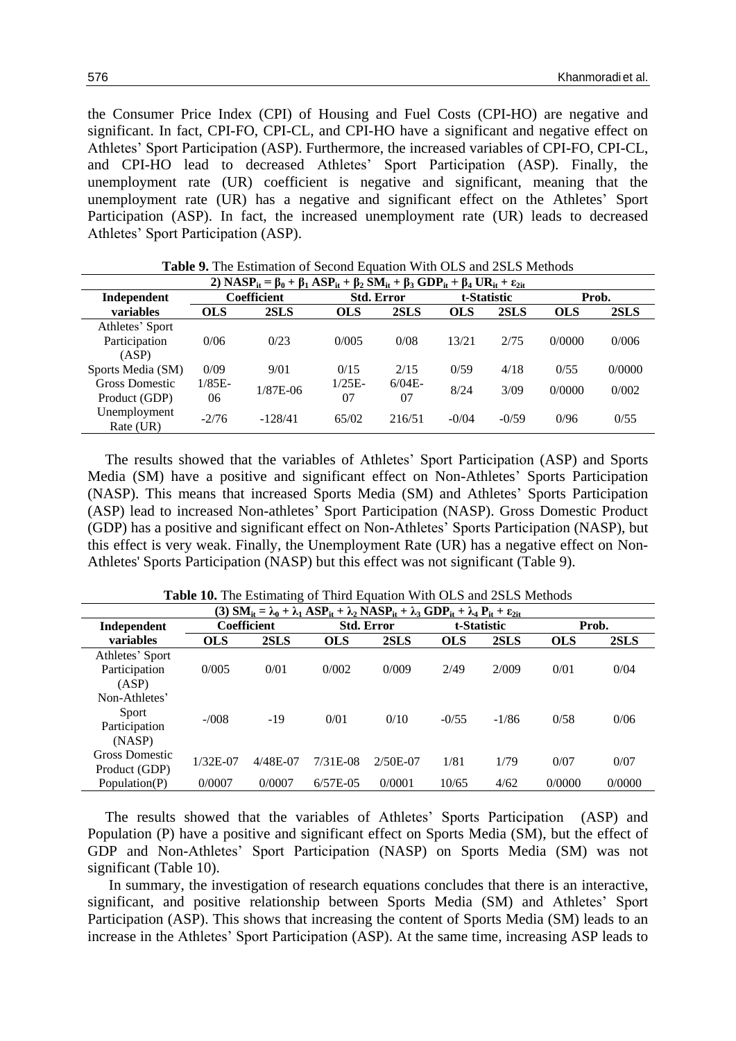the Consumer Price Index (CPI) of Housing and Fuel Costs (CPI-HO) are negative and significant. In fact, CPI-FO, CPI-CL, and CPI-HO have a significant and negative effect on Athletes' Sport Participation (ASP). Furthermore, the increased variables of CPI-FO, CPI-CL, and CPI-HO lead to decreased Athletes' Sport Participation (ASP). Finally, the unemployment rate (UR) coefficient is negative and significant, meaning that the unemployment rate (UR) has a negative and significant effect on the Athletes' Sport Participation (ASP). In fact, the increased unemployment rate (UR) leads to decreased Athletes' Sport Participation (ASP).

**Table 9.** The Estimation of Second Equation With OLS and 2SLS Methods

$$2)\ NASP_{it} = \beta_0 + \beta_1\ ASP_{it} + \beta_2\ SM_{it} + \beta_3\ GDP_{it} + \beta_4\ UR_{it} + \varepsilon_{2it}$$

| Independent variables | Coefficient | | Std. Error | | t-Statistic | | Prob. | |
|---|---|---|---|---|---|---|---|---|
| | OLS | 2SLS | OLS | 2SLS | OLS | 2SLS | OLS | 2SLS |
| Athletes' Sport Participation (ASP) | 0/06 | 0/23 | 0/005 | 0/08 | 13/21 | 2/75 | 0/0000 | 0/006 |
| Sports Media (SM) | 0/09 | 9/01 | 0/15 | 2/15 | 0/59 | 4/18 | 0/55 | 0/0000 |
| Gross Domestic Product (GDP) | 1/85E-06 | 1/87E-06 | 1/25E-07 | 6/04E-07 | 8/24 | 3/09 | 0/0000 | 0/002 |
| Unemployment Rate (UR) | -2/76 | -128/41 | 65/02 | 216/51 | -0/04 | -0/59 | 0/96 | 0/55 |

The results showed that the variables of Athletes' Sport Participation (ASP) and Sports Media (SM) have a positive and significant effect on Non-Athletes' Sports Participation (NASP). This means that increased Sports Media (SM) and Athletes' Sports Participation (ASP) lead to increased Non-athletes' Sport Participation (NASP). Gross Domestic Product (GDP) has a positive and significant effect on Non-Athletes' Sports Participation (NASP), but this effect is very weak. Finally, the Unemployment Rate (UR) has a negative effect on Non-Athletes' Sports Participation (NASP) but this effect was not significant (Table 9).

**Table 10.** The Estimating of Third Equation With OLS and 2SLS Methods

$$(3)\ SM_{it} = \lambda_0 + \lambda_1\ ASP_{it} + \lambda_2\ NASP_{it} + \lambda_3\ GDP_{it} + \lambda_4\ P_{it} + \varepsilon_{2it}$$

| Independent variables | Coefficient | | Std. Error | | t-Statistic | | Prob. | |
|---|---|---|---|---|---|---|---|---|
| | OLS | 2SLS | OLS | 2SLS | OLS | 2SLS | OLS | 2SLS |
| Athletes' Sport Participation (ASP) | 0/005 | 0/01 | 0/002 | 0/009 | 2/49 | 2/009 | 0/01 | 0/04 |
| Non-Athletes' Sport Participation (NASP) | -/008 | -19 | 0/01 | 0/10 | -0/55 | -1/86 | 0/58 | 0/06 |
| Gross Domestic Product (GDP) | 1/32E-07 | 4/48E-07 | 7/31E-08 | 2/50E-07 | 1/81 | 1/79 | 0/07 | 0/07 |
| Population(P) | 0/0007 | 0/0007 | 6/57E-05 | 0/0001 | 10/65 | 4/62 | 0/0000 | 0/0000 |

The results showed that the variables of Athletes' Sports Participation (ASP) and Population (P) have a positive and significant effect on Sports Media (SM), but the effect of GDP and Non-Athletes' Sport Participation (NASP) on Sports Media (SM) was not significant (Table 10).

In summary, the investigation of research equations concludes that there is an interactive, significant, and positive relationship between Sports Media (SM) and Athletes' Sport Participation (ASP). This shows that increasing the content of Sports Media (SM) leads to an increase in the Athletes' Sport Participation (ASP). At the same time, increasing ASP leads to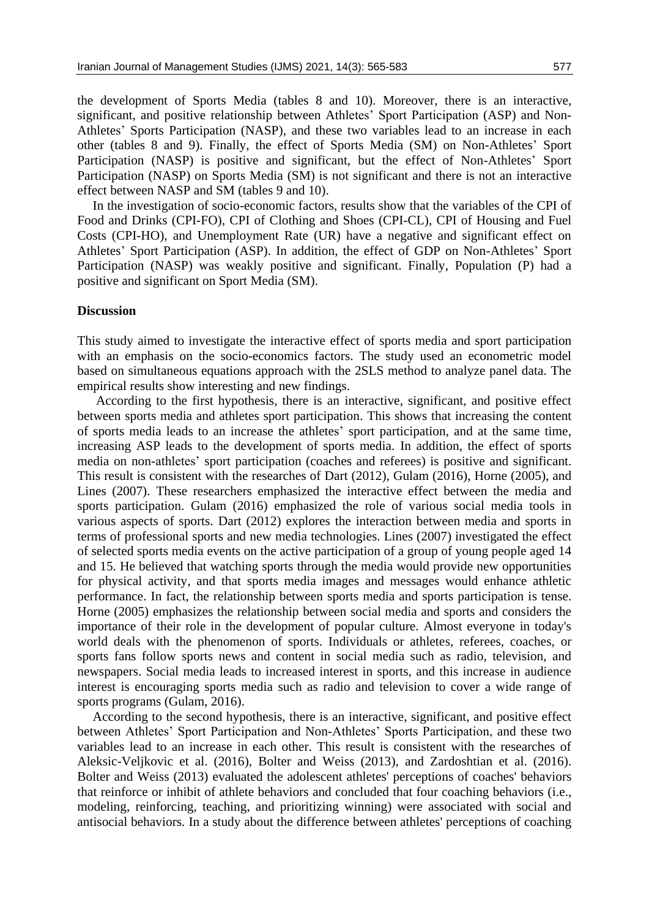the development of Sports Media (tables 8 and 10). Moreover, there is an interactive, significant, and positive relationship between Athletes' Sport Participation (ASP) and Non-Athletes' Sports Participation (NASP), and these two variables lead to an increase in each other (tables 8 and 9). Finally, the effect of Sports Media (SM) on Non-Athletes' Sport Participation (NASP) is positive and significant, but the effect of Non-Athletes' Sport Participation (NASP) on Sports Media (SM) is not significant and there is not an interactive effect between NASP and SM (tables 9 and 10).

In the investigation of socio-economic factors, results show that the variables of the CPI of Food and Drinks (CPI-FO), CPI of Clothing and Shoes (CPI-CL), CPI of Housing and Fuel Costs (CPI-HO), and Unemployment Rate (UR) have a negative and significant effect on Athletes' Sport Participation (ASP). In addition, the effect of GDP on Non-Athletes' Sport Participation (NASP) was weakly positive and significant. Finally, Population (P) had a positive and significant on Sport Media (SM).

**Discussion**

This study aimed to investigate the interactive effect of sports media and sport participation with an emphasis on the socio-economics factors. The study used an econometric model based on simultaneous equations approach with the 2SLS method to analyze panel data. The empirical results show interesting and new findings.

According to the first hypothesis, there is an interactive, significant, and positive effect between sports media and athletes sport participation. This shows that increasing the content of sports media leads to an increase the athletes' sport participation, and at the same time, increasing ASP leads to the development of sports media. In addition, the effect of sports media on non-athletes' sport participation (coaches and referees) is positive and significant. This result is consistent with the researches of Dart (2012), Gulam (2016), Horne (2005), and Lines (2007). These researchers emphasized the interactive effect between the media and sports participation. Gulam (2016) emphasized the role of various social media tools in various aspects of sports. Dart (2012) explores the interaction between media and sports in terms of professional sports and new media technologies. Lines (2007) investigated the effect of selected sports media events on the active participation of a group of young people aged 14 and 15. He believed that watching sports through the media would provide new opportunities for physical activity, and that sports media images and messages would enhance athletic performance. In fact, the relationship between sports media and sports participation is tense. Horne (2005) emphasizes the relationship between social media and sports and considers the importance of their role in the development of popular culture. Almost everyone in today's world deals with the phenomenon of sports. Individuals or athletes, referees, coaches, or sports fans follow sports news and content in social media such as radio, television, and newspapers. Social media leads to increased interest in sports, and this increase in audience interest is encouraging sports media such as radio and television to cover a wide range of sports programs (Gulam, 2016).

According to the second hypothesis, there is an interactive, significant, and positive effect between Athletes' Sport Participation and Non-Athletes' Sports Participation, and these two variables lead to an increase in each other. This result is consistent with the researches of Aleksic-Veljkovic et al. (2016), Bolter and Weiss (2013), and Zardoshtian et al. (2016). Bolter and Weiss (2013) evaluated the adolescent athletes' perceptions of coaches' behaviors that reinforce or inhibit of athlete behaviors and concluded that four coaching behaviors (i.e., modeling, reinforcing, teaching, and prioritizing winning) were associated with social and antisocial behaviors. In a study about the difference between athletes' perceptions of coaching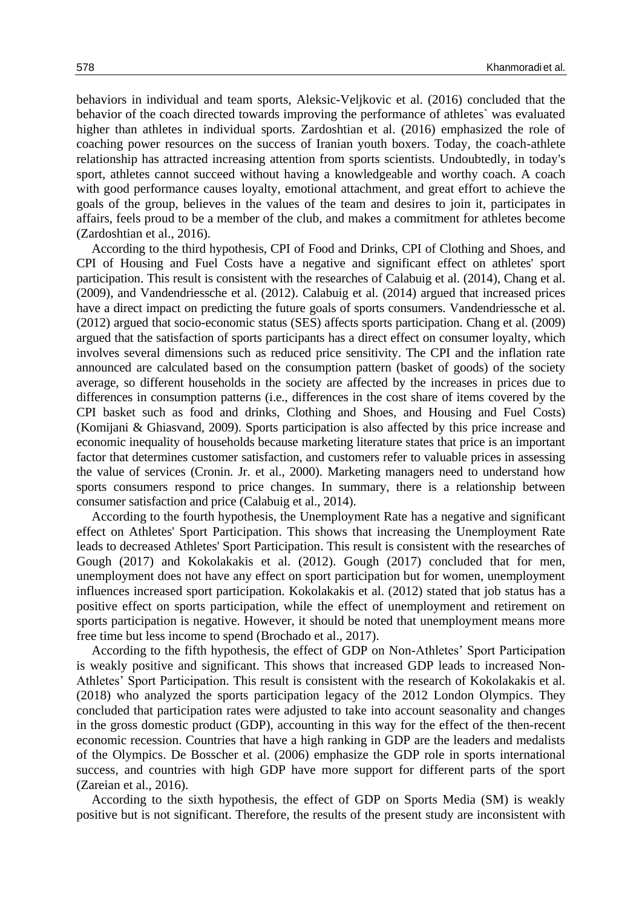behaviors in individual and team sports, Aleksic-Veljkovic et al. (2016) concluded that the behavior of the coach directed towards improving the performance of athletes` was evaluated higher than athletes in individual sports. Zardoshtian et al. (2016) emphasized the role of coaching power resources on the success of Iranian youth boxers. Today, the coach-athlete relationship has attracted increasing attention from sports scientists. Undoubtedly, in today's sport, athletes cannot succeed without having a knowledgeable and worthy coach. A coach with good performance causes loyalty, emotional attachment, and great effort to achieve the goals of the group, believes in the values of the team and desires to join it, participates in affairs, feels proud to be a member of the club, and makes a commitment for athletes become (Zardoshtian et al., 2016).

According to the third hypothesis, CPI of Food and Drinks, CPI of Clothing and Shoes, and CPI of Housing and Fuel Costs have a negative and significant effect on athletes' sport participation. This result is consistent with the researches of Calabuig et al. (2014), Chang et al. (2009), and Vandendriessche et al. (2012). Calabuig et al. (2014) argued that increased prices have a direct impact on predicting the future goals of sports consumers. Vandendriessche et al. (2012) argued that socio-economic status (SES) affects sports participation. Chang et al. (2009) argued that the satisfaction of sports participants has a direct effect on consumer loyalty, which involves several dimensions such as reduced price sensitivity. The CPI and the inflation rate announced are calculated based on the consumption pattern (basket of goods) of the society average, so different households in the society are affected by the increases in prices due to differences in consumption patterns (i.e., differences in the cost share of items covered by the CPI basket such as food and drinks, Clothing and Shoes, and Housing and Fuel Costs) (Komijani & Ghiasvand, 2009). Sports participation is also affected by this price increase and economic inequality of households because marketing literature states that price is an important factor that determines customer satisfaction, and customers refer to valuable prices in assessing the value of services (Cronin. Jr. et al., 2000). Marketing managers need to understand how sports consumers respond to price changes. In summary, there is a relationship between consumer satisfaction and price (Calabuig et al., 2014).

According to the fourth hypothesis, the Unemployment Rate has a negative and significant effect on Athletes' Sport Participation. This shows that increasing the Unemployment Rate leads to decreased Athletes' Sport Participation. This result is consistent with the researches of Gough (2017) and Kokolakakis et al. (2012). Gough (2017) concluded that for men, unemployment does not have any effect on sport participation but for women, unemployment influences increased sport participation. Kokolakakis et al. (2012) stated that job status has a positive effect on sports participation, while the effect of unemployment and retirement on sports participation is negative. However, it should be noted that unemployment means more free time but less income to spend (Brochado et al., 2017).

According to the fifth hypothesis, the effect of GDP on Non-Athletes' Sport Participation is weakly positive and significant. This shows that increased GDP leads to increased Non-Athletes' Sport Participation. This result is consistent with the research of Kokolakakis et al. (2018) who analyzed the sports participation legacy of the 2012 London Olympics. They concluded that participation rates were adjusted to take into account seasonality and changes in the gross domestic product (GDP), accounting in this way for the effect of the then-recent economic recession. Countries that have a high ranking in GDP are the leaders and medalists of the Olympics. De Bosscher et al. (2006) emphasize the GDP role in sports international success, and countries with high GDP have more support for different parts of the sport (Zareian et al., 2016).

According to the sixth hypothesis, the effect of GDP on Sports Media (SM) is weakly positive but is not significant. Therefore, the results of the present study are inconsistent with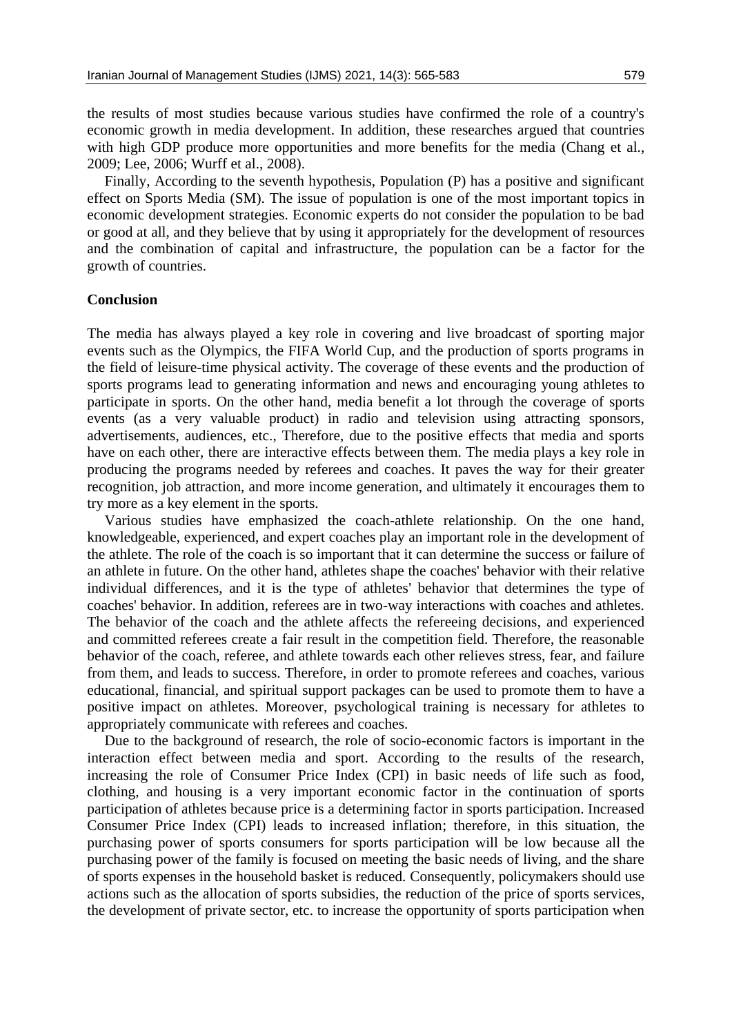the results of most studies because various studies have confirmed the role of a country's economic growth in media development. In addition, these researches argued that countries with high GDP produce more opportunities and more benefits for the media (Chang et al., 2009; Lee, 2006; Wurff et al., 2008).

Finally, According to the seventh hypothesis, Population (P) has a positive and significant effect on Sports Media (SM). The issue of population is one of the most important topics in economic development strategies. Economic experts do not consider the population to be bad or good at all, and they believe that by using it appropriately for the development of resources and the combination of capital and infrastructure, the population can be a factor for the growth of countries.

## Conclusion

The media has always played a key role in covering and live broadcast of sporting major events such as the Olympics, the FIFA World Cup, and the production of sports programs in the field of leisure-time physical activity. The coverage of these events and the production of sports programs lead to generating information and news and encouraging young athletes to participate in sports. On the other hand, media benefit a lot through the coverage of sports events (as a very valuable product) in radio and television using attracting sponsors, advertisements, audiences, etc., Therefore, due to the positive effects that media and sports have on each other, there are interactive effects between them. The media plays a key role in producing the programs needed by referees and coaches. It paves the way for their greater recognition, job attraction, and more income generation, and ultimately it encourages them to try more as a key element in the sports.

Various studies have emphasized the coach-athlete relationship. On the one hand, knowledgeable, experienced, and expert coaches play an important role in the development of the athlete. The role of the coach is so important that it can determine the success or failure of an athlete in future. On the other hand, athletes shape the coaches' behavior with their relative individual differences, and it is the type of athletes' behavior that determines the type of coaches' behavior. In addition, referees are in two-way interactions with coaches and athletes. The behavior of the coach and the athlete affects the refereeing decisions, and experienced and committed referees create a fair result in the competition field. Therefore, the reasonable behavior of the coach, referee, and athlete towards each other relieves stress, fear, and failure from them, and leads to success. Therefore, in order to promote referees and coaches, various educational, financial, and spiritual support packages can be used to promote them to have a positive impact on athletes. Moreover, psychological training is necessary for athletes to appropriately communicate with referees and coaches.

Due to the background of research, the role of socio-economic factors is important in the interaction effect between media and sport. According to the results of the research, increasing the role of Consumer Price Index (CPI) in basic needs of life such as food, clothing, and housing is a very important economic factor in the continuation of sports participation of athletes because price is a determining factor in sports participation. Increased Consumer Price Index (CPI) leads to increased inflation; therefore, in this situation, the purchasing power of sports consumers for sports participation will be low because all the purchasing power of the family is focused on meeting the basic needs of living, and the share of sports expenses in the household basket is reduced. Consequently, policymakers should use actions such as the allocation of sports subsidies, the reduction of the price of sports services, the development of private sector, etc. to increase the opportunity of sports participation when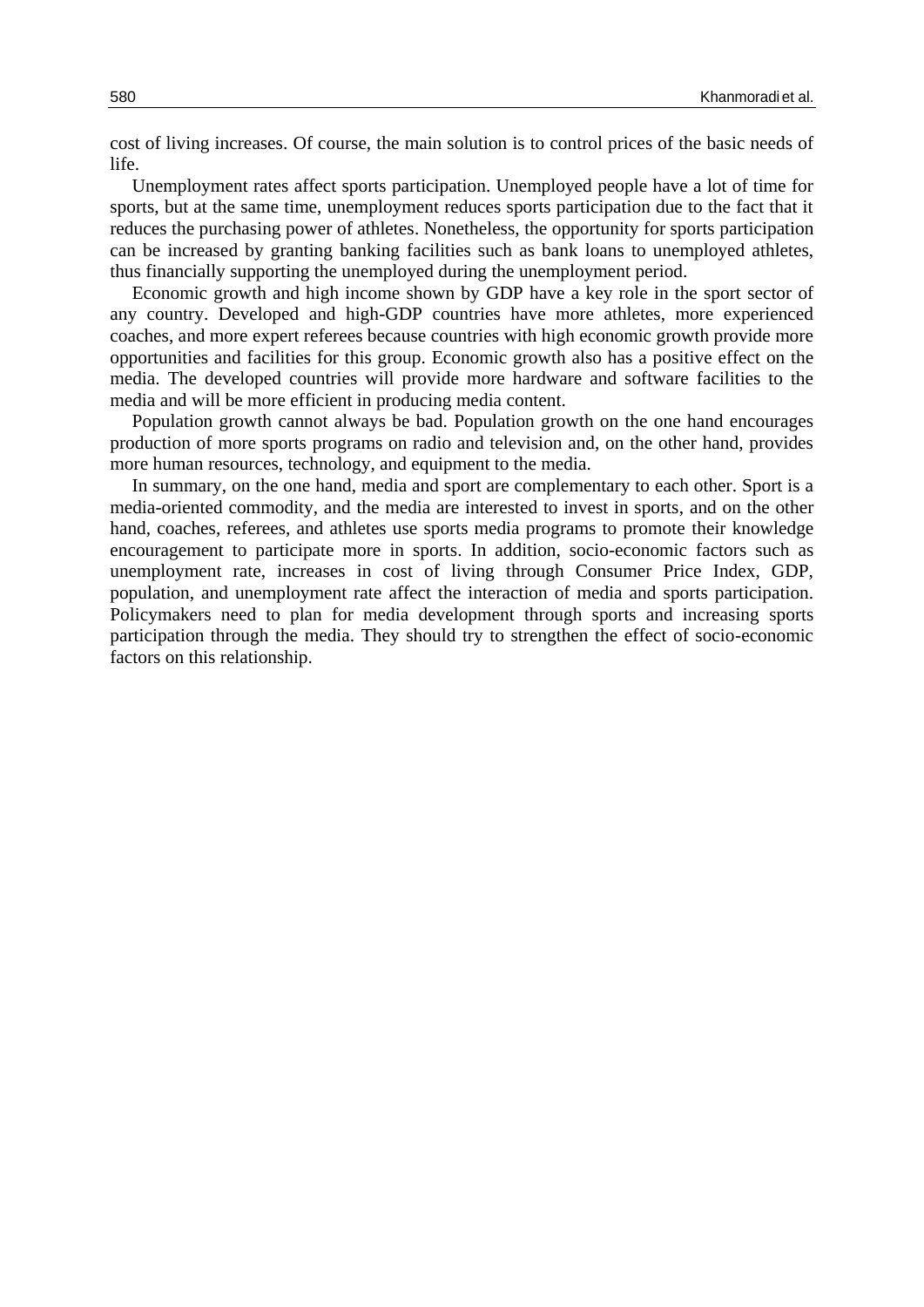cost of living increases. Of course, the main solution is to control prices of the basic needs of life.

Unemployment rates affect sports participation. Unemployed people have a lot of time for sports, but at the same time, unemployment reduces sports participation due to the fact that it reduces the purchasing power of athletes. Nonetheless, the opportunity for sports participation can be increased by granting banking facilities such as bank loans to unemployed athletes, thus financially supporting the unemployed during the unemployment period.

Economic growth and high income shown by GDP have a key role in the sport sector of any country. Developed and high-GDP countries have more athletes, more experienced coaches, and more expert referees because countries with high economic growth provide more opportunities and facilities for this group. Economic growth also has a positive effect on the media. The developed countries will provide more hardware and software facilities to the media and will be more efficient in producing media content.

Population growth cannot always be bad. Population growth on the one hand encourages production of more sports programs on radio and television and, on the other hand, provides more human resources, technology, and equipment to the media.

In summary, on the one hand, media and sport are complementary to each other. Sport is a media-oriented commodity, and the media are interested to invest in sports, and on the other hand, coaches, referees, and athletes use sports media programs to promote their knowledge encouragement to participate more in sports. In addition, socio-economic factors such as unemployment rate, increases in cost of living through Consumer Price Index, GDP, population, and unemployment rate affect the interaction of media and sports participation. Policymakers need to plan for media development through sports and increasing sports participation through the media. They should try to strengthen the effect of socio-economic factors on this relationship.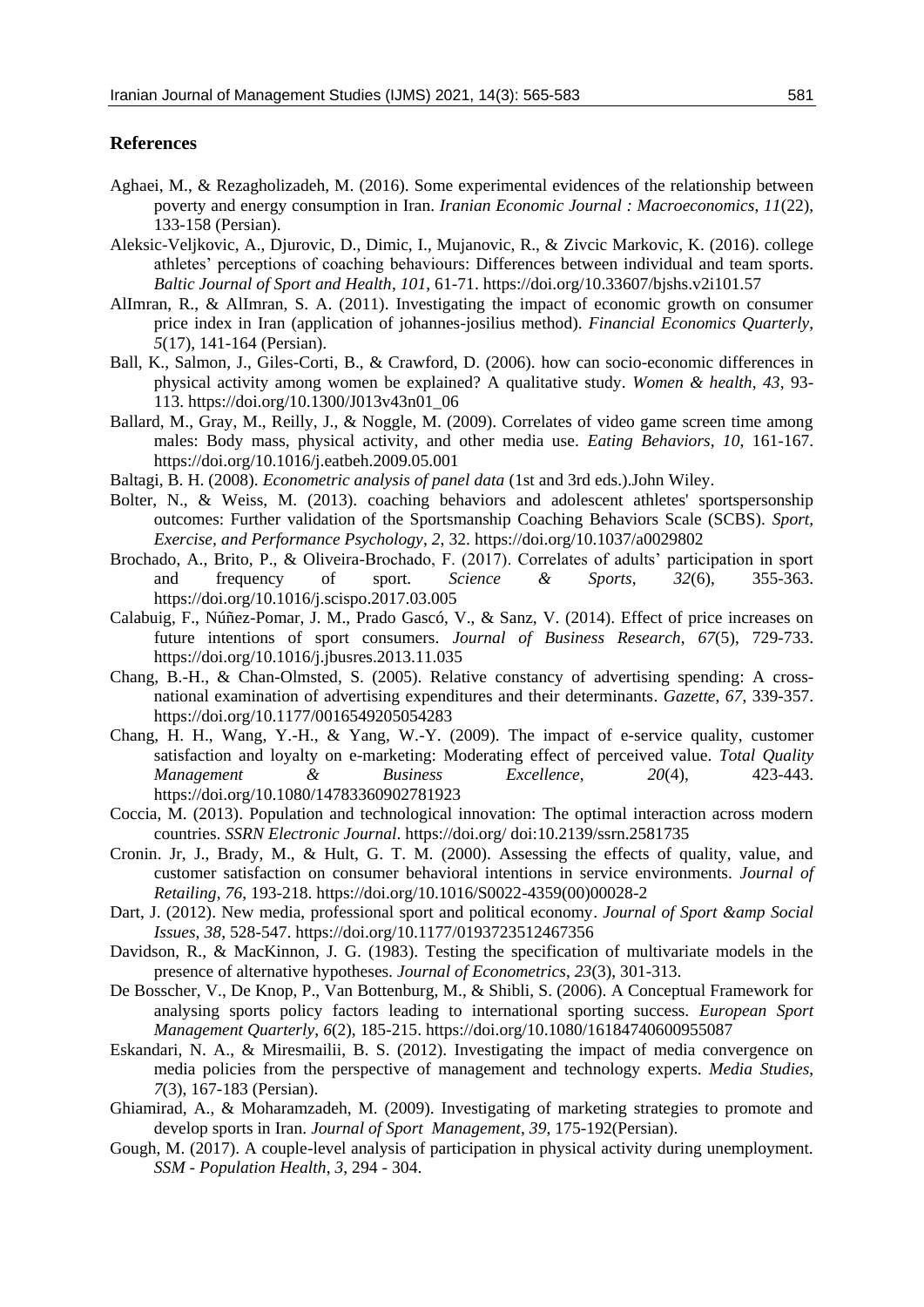## References

Aghaei, M., & Rezagholizadeh, M. (2016). Some experimental evidences of the relationship between poverty and energy consumption in Iran. *Iranian Economic Journal : Macroeconomics*, *11*(22), 133-158 (Persian).

Aleksic-Veljkovic, A., Djurovic, D., Dimic, I., Mujanovic, R., & Zivcic Markovic, K. (2016). college athletes' perceptions of coaching behaviours: Differences between individual and team sports. *Baltic Journal of Sport and Health*, *101*, 61-71. https://doi.org/10.33607/bjshs.v2i101.57

AlImran, R., & AlImran, S. A. (2011). Investigating the impact of economic growth on consumer price index in Iran (application of johannes-josilius method). *Financial Economics Quarterly*, *5*(17), 141-164 (Persian).

Ball, K., Salmon, J., Giles-Corti, B., & Crawford, D. (2006). how can socio-economic differences in physical activity among women be explained? A qualitative study. *Women & health*, *43*, 93-113. https://doi.org/10.1300/J013v43n01_06

Ballard, M., Gray, M., Reilly, J., & Noggle, M. (2009). Correlates of video game screen time among males: Body mass, physical activity, and other media use. *Eating Behaviors*, *10*, 161-167. https://doi.org/10.1016/j.eatbeh.2009.05.001

Baltagi, B. H. (2008). *Econometric analysis of panel data* (1st and 3rd eds.).John Wiley.

Bolter, N., & Weiss, M. (2013). coaching behaviors and adolescent athletes' sportspersonship outcomes: Further validation of the Sportsmanship Coaching Behaviors Scale (SCBS). *Sport, Exercise, and Performance Psychology*, *2*, 32. https://doi.org/10.1037/a0029802

Brochado, A., Brito, P., & Oliveira-Brochado, F. (2017). Correlates of adults' participation in sport and frequency of sport. *Science & Sports*, *32*(6), 355-363. https://doi.org/10.1016/j.scispo.2017.03.005

Calabuig, F., Núñez-Pomar, J. M., Prado Gascó, V., & Sanz, V. (2014). Effect of price increases on future intentions of sport consumers. *Journal of Business Research*, *67*(5), 729-733. https://doi.org/10.1016/j.jbusres.2013.11.035

Chang, B.-H., & Chan-Olmsted, S. (2005). Relative constancy of advertising spending: A cross-national examination of advertising expenditures and their determinants. *Gazette*, *67*, 339-357. https://doi.org/10.1177/0016549205054283

Chang, H. H., Wang, Y.-H., & Yang, W.-Y. (2009). The impact of e-service quality, customer satisfaction and loyalty on e-marketing: Moderating effect of perceived value. *Total Quality Management & Business Excellence*, *20*(4), 423-443. https://doi.org/10.1080/14783360902781923

Coccia, M. (2013). Population and technological innovation: The optimal interaction across modern countries. *SSRN Electronic Journal*. https://doi.org/ doi:10.2139/ssrn.2581735

Cronin. Jr, J., Brady, M., & Hult, G. T. M. (2000). Assessing the effects of quality, value, and customer satisfaction on consumer behavioral intentions in service environments. *Journal of Retailing*, *76*, 193-218. https://doi.org/10.1016/S0022-4359(00)00028-2

Dart, J. (2012). New media, professional sport and political economy. *Journal of Sport &amp Social Issues*, *38*, 528-547. https://doi.org/10.1177/0193723512467356

Davidson, R., & MacKinnon, J. G. (1983). Testing the specification of multivariate models in the presence of alternative hypotheses. *Journal of Econometrics*, *23*(3), 301-313.

De Bosscher, V., De Knop, P., Van Bottenburg, M., & Shibli, S. (2006). A Conceptual Framework for analysing sports policy factors leading to international sporting success. *European Sport Management Quarterly*, *6*(2), 185-215. https://doi.org/10.1080/16184740600955087

Eskandari, N. A., & Miresmailii, B. S. (2012). Investigating the impact of media convergence on media policies from the perspective of management and technology experts. *Media Studies*, *7*(3), 167-183 (Persian).

Ghiamirad, A., & Moharamzadeh, M. (2009). Investigating of marketing strategies to promote and develop sports in Iran. *Journal of Sport Management*, *39*, 175-192(Persian).

Gough, M. (2017). A couple-level analysis of participation in physical activity during unemployment. *SSM - Population Health*, *3*, 294 - 304.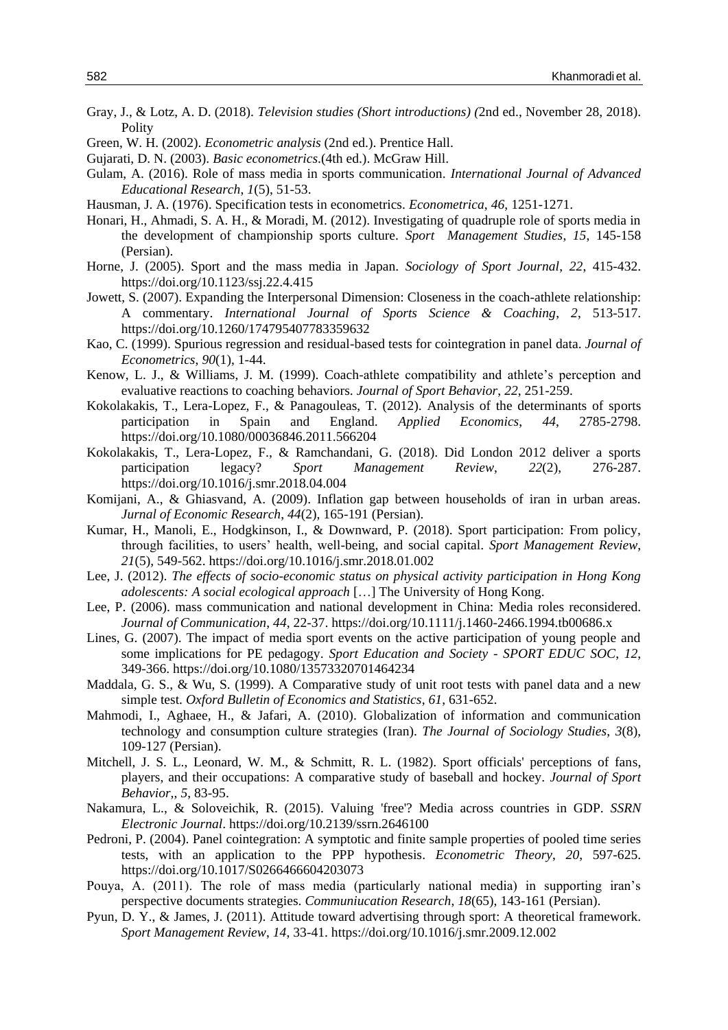Gray, J., & Lotz, A. D. (2018). *Television studies (Short introductions) (*2nd ed., November 28, 2018). Polity

Green, W. H. (2002). *Econometric analysis* (2nd ed.). Prentice Hall.

Gujarati, D. N. (2003). *Basic econometrics*.(4th ed.). McGraw Hill.

Gulam, A. (2016). Role of mass media in sports communication. *International Journal of Advanced Educational Research*, *1*(5), 51-53.

Hausman, J. A. (1976). Specification tests in econometrics. *Econometrica*, *46*, 1251-1271.

Honari, H., Ahmadi, S. A. H., & Moradi, M. (2012). Investigating of quadruple role of sports media in the development of championship sports culture. *Sport Management Studies*, *15*, 145-158 (Persian).

Horne, J. (2005). Sport and the mass media in Japan. *Sociology of Sport Journal*, *22*, 415-432. https://doi.org/10.1123/ssj.22.4.415

Jowett, S. (2007). Expanding the Interpersonal Dimension: Closeness in the coach-athlete relationship: A commentary. *International Journal of Sports Science & Coaching*, *2*, 513-517. https://doi.org/10.1260/174795407783359632

Kao, C. (1999). Spurious regression and residual-based tests for cointegration in panel data. *Journal of Econometrics*, *90*(1), 1-44.

Kenow, L. J., & Williams, J. M. (1999). Coach-athlete compatibility and athlete's perception and evaluative reactions to coaching behaviors. *Journal of Sport Behavior*, *22*, 251-259.

Kokolakakis, T., Lera-Lopez, F., & Panagouleas, T. (2012). Analysis of the determinants of sports participation in Spain and England. *Applied Economics*, *44*, 2785-2798. https://doi.org/10.1080/00036846.2011.566204

Kokolakakis, T., Lera-Lopez, F., & Ramchandani, G. (2018). Did London 2012 deliver a sports participation legacy? *Sport Management Review*, *22*(2), 276-287. https://doi.org/10.1016/j.smr.2018.04.004

Komijani, A., & Ghiasvand, A. (2009). Inflation gap between households of iran in urban areas. *Jurnal of Economic Research*, *44*(2), 165-191 (Persian).

Kumar, H., Manoli, E., Hodgkinson, I., & Downward, P. (2018). Sport participation: From policy, through facilities, to users' health, well-being, and social capital. *Sport Management Review*, *21*(5), 549-562. https://doi.org/10.1016/j.smr.2018.01.002

Lee, J. (2012). *The effects of socio-economic status on physical activity participation in Hong Kong adolescents: A social ecological approach* […] The University of Hong Kong.

Lee, P. (2006). mass communication and national development in China: Media roles reconsidered. *Journal of Communication*, *44*, 22-37. https://doi.org/10.1111/j.1460-2466.1994.tb00686.x

Lines, G. (2007). The impact of media sport events on the active participation of young people and some implications for PE pedagogy. *Sport Education and Society - SPORT EDUC SOC*, *12*, 349-366. https://doi.org/10.1080/13573320701464234

Maddala, G. S., & Wu, S. (1999). A Comparative study of unit root tests with panel data and a new simple test. *Oxford Bulletin of Economics and Statistics*, *61*, 631-652.

Mahmodi, I., Aghaee, H., & Jafari, A. (2010). Globalization of information and communication technology and consumption culture strategies (Iran). *The Journal of Sociology Studies*, *3*(8), 109-127 (Persian).

Mitchell, J. S. L., Leonard, W. M., & Schmitt, R. L. (1982). Sport officials' perceptions of fans, players, and their occupations: A comparative study of baseball and hockey. *Journal of Sport Behavior,*, *5*, 83-95.

Nakamura, L., & Soloveichik, R. (2015). Valuing 'free'? Media across countries in GDP. *SSRN Electronic Journal*. https://doi.org/10.2139/ssrn.2646100

Pedroni, P. (2004). Panel cointegration: A symptotic and finite sample properties of pooled time series tests, with an application to the PPP hypothesis. *Econometric Theory*, *20*, 597-625. https://doi.org/10.1017/S0266466604203073

Pouya, A. (2011). The role of mass media (particularly national media) in supporting iran's perspective documents strategies. *Communiucation Research*, *18*(65), 143-161 (Persian).

Pyun, D. Y., & James, J. (2011). Attitude toward advertising through sport: A theoretical framework. *Sport Management Review*, *14*, 33-41. https://doi.org/10.1016/j.smr.2009.12.002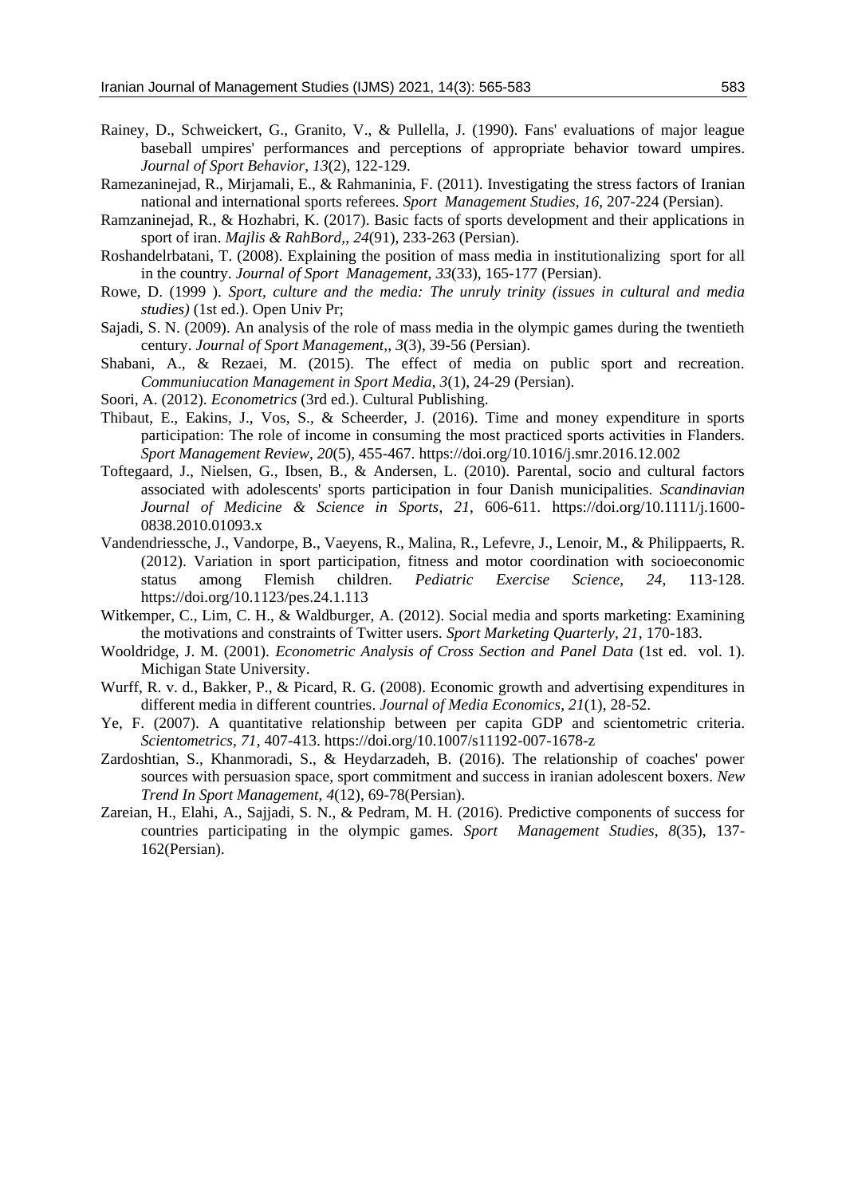Rainey, D., Schweickert, G., Granito, V., & Pullella, J. (1990). Fans' evaluations of major league baseball umpires' performances and perceptions of appropriate behavior toward umpires. *Journal of Sport Behavior*, *13*(2), 122-129.

Ramezaninejad, R., Mirjamali, E., & Rahmaninia, F. (2011). Investigating the stress factors of Iranian national and international sports referees. *Sport Management Studies*, *16*, 207-224 (Persian).

Ramzaninejad, R., & Hozhabri, K. (2017). Basic facts of sports development and their applications in sport of iran. *Majlis & RahBord,*, *24*(91), 233-263 (Persian).

Roshandelrbatani, T. (2008). Explaining the position of mass media in institutionalizing sport for all in the country. *Journal of Sport Management*, *33*(33), 165-177 (Persian).

Rowe, D. (1999 ). *Sport, culture and the media: The unruly trinity (issues in cultural and media studies)* (1st ed.). Open Univ Pr;

Sajadi, S. N. (2009). An analysis of the role of mass media in the olympic games during the twentieth century. *Journal of Sport Management,*, *3*(3), 39-56 (Persian).

Shabani, A., & Rezaei, M. (2015). The effect of media on public sport and recreation. *Communiucation Management in Sport Media*, *3*(1), 24-29 (Persian).

Soori, A. (2012). *Econometrics* (3rd ed.). Cultural Publishing.

Thibaut, E., Eakins, J., Vos, S., & Scheerder, J. (2016). Time and money expenditure in sports participation: The role of income in consuming the most practiced sports activities in Flanders. *Sport Management Review*, *20*(5), 455-467. https://doi.org/10.1016/j.smr.2016.12.002

Toftegaard, J., Nielsen, G., Ibsen, B., & Andersen, L. (2010). Parental, socio and cultural factors associated with adolescents' sports participation in four Danish municipalities. *Scandinavian Journal of Medicine & Science in Sports*, *21*, 606-611. https://doi.org/10.1111/j.1600-0838.2010.01093.x

Vandendriessche, J., Vandorpe, B., Vaeyens, R., Malina, R., Lefevre, J., Lenoir, M., & Philippaerts, R. (2012). Variation in sport participation, fitness and motor coordination with socioeconomic status among Flemish children. *Pediatric Exercise Science*, *24*, 113-128. https://doi.org/10.1123/pes.24.1.113

Witkemper, C., Lim, C. H., & Waldburger, A. (2012). Social media and sports marketing: Examining the motivations and constraints of Twitter users. *Sport Marketing Quarterly*, *21*, 170-183.

Wooldridge, J. M. (2001). *Econometric Analysis of Cross Section and Panel Data* (1st ed. vol. 1). Michigan State University.

Wurff, R. v. d., Bakker, P., & Picard, R. G. (2008). Economic growth and advertising expenditures in different media in different countries. *Journal of Media Economics*, *21*(1), 28-52.

Ye, F. (2007). A quantitative relationship between per capita GDP and scientometric criteria. *Scientometrics*, *71*, 407-413. https://doi.org/10.1007/s11192-007-1678-z

Zardoshtian, S., Khanmoradi, S., & Heydarzadeh, B. (2016). The relationship of coaches' power sources with persuasion space, sport commitment and success in iranian adolescent boxers. *New Trend In Sport Management*, *4*(12), 69-78(Persian).

Zareian, H., Elahi, A., Sajjadi, S. N., & Pedram, M. H. (2016). Predictive components of success for countries participating in the olympic games. *Sport Management Studies*, *8*(35), 137-162(Persian).